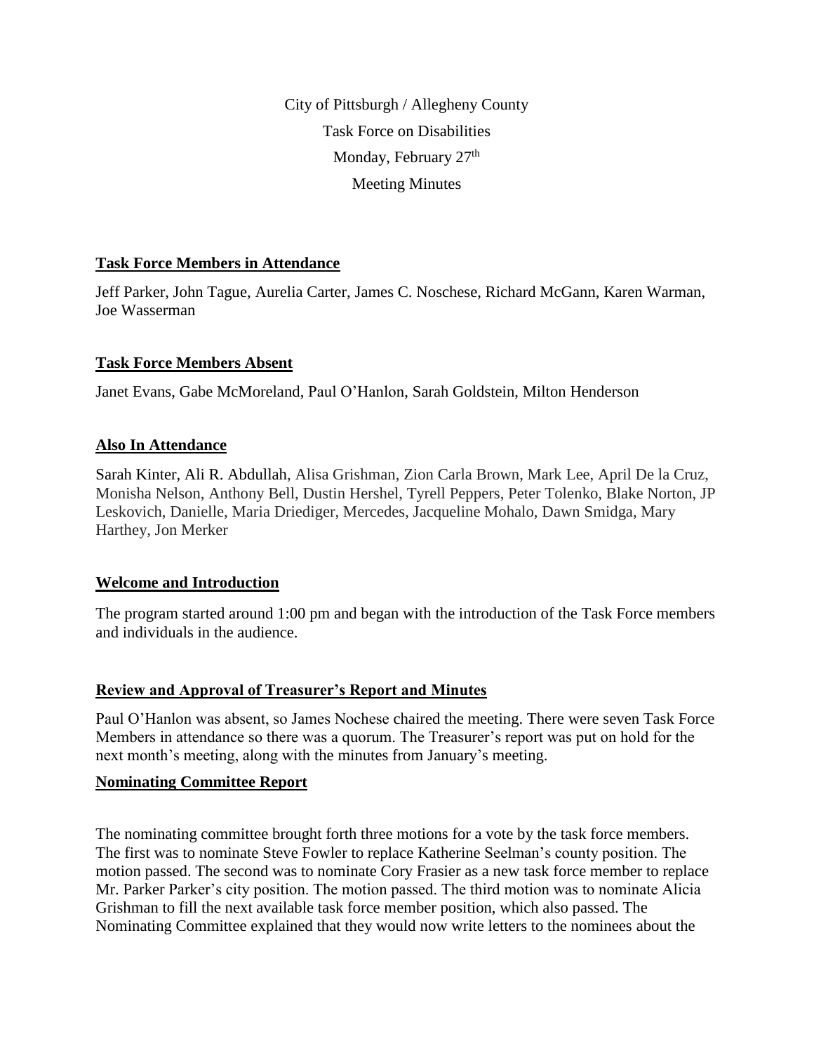City of Pittsburgh / Allegheny County

Task Force on Disabilities

Monday, February 27th

Meeting Minutes

## Task Force Members in Attendance

Jeff Parker, John Tague, Aurelia Carter, James C. Noschese, Richard McGann, Karen Warman, Joe Wasserman

## Task Force Members Absent

Janet Evans, Gabe McMoreland, Paul O'Hanlon, Sarah Goldstein, Milton Henderson

## Also In Attendance

Sarah Kinter, Ali R. Abdullah, Alisa Grishman, Zion Carla Brown, Mark Lee, April De la Cruz, Monisha Nelson, Anthony Bell, Dustin Hershel, Tyrell Peppers, Peter Tolenko, Blake Norton, JP Leskovich, Danielle, Maria Driediger, Mercedes, Jacqueline Mohalo, Dawn Smidga, Mary Harthey, Jon Merker

## Welcome and Introduction

The program started around 1:00 pm and began with the introduction of the Task Force members and individuals in the audience.

## Review and Approval of Treasurer's Report and Minutes

Paul O'Hanlon was absent, so James Nochese chaired the meeting. There were seven Task Force Members in attendance so there was a quorum. The Treasurer's report was put on hold for the next month's meeting, along with the minutes from January's meeting.

## Nominating Committee Report

The nominating committee brought forth three motions for a vote by the task force members. The first was to nominate Steve Fowler to replace Katherine Seelman's county position. The motion passed. The second was to nominate Cory Frasier as a new task force member to replace Mr. Parker Parker's city position. The motion passed. The third motion was to nominate Alicia Grishman to fill the next available task force member position, which also passed. The Nominating Committee explained that they would now write letters to the nominees about the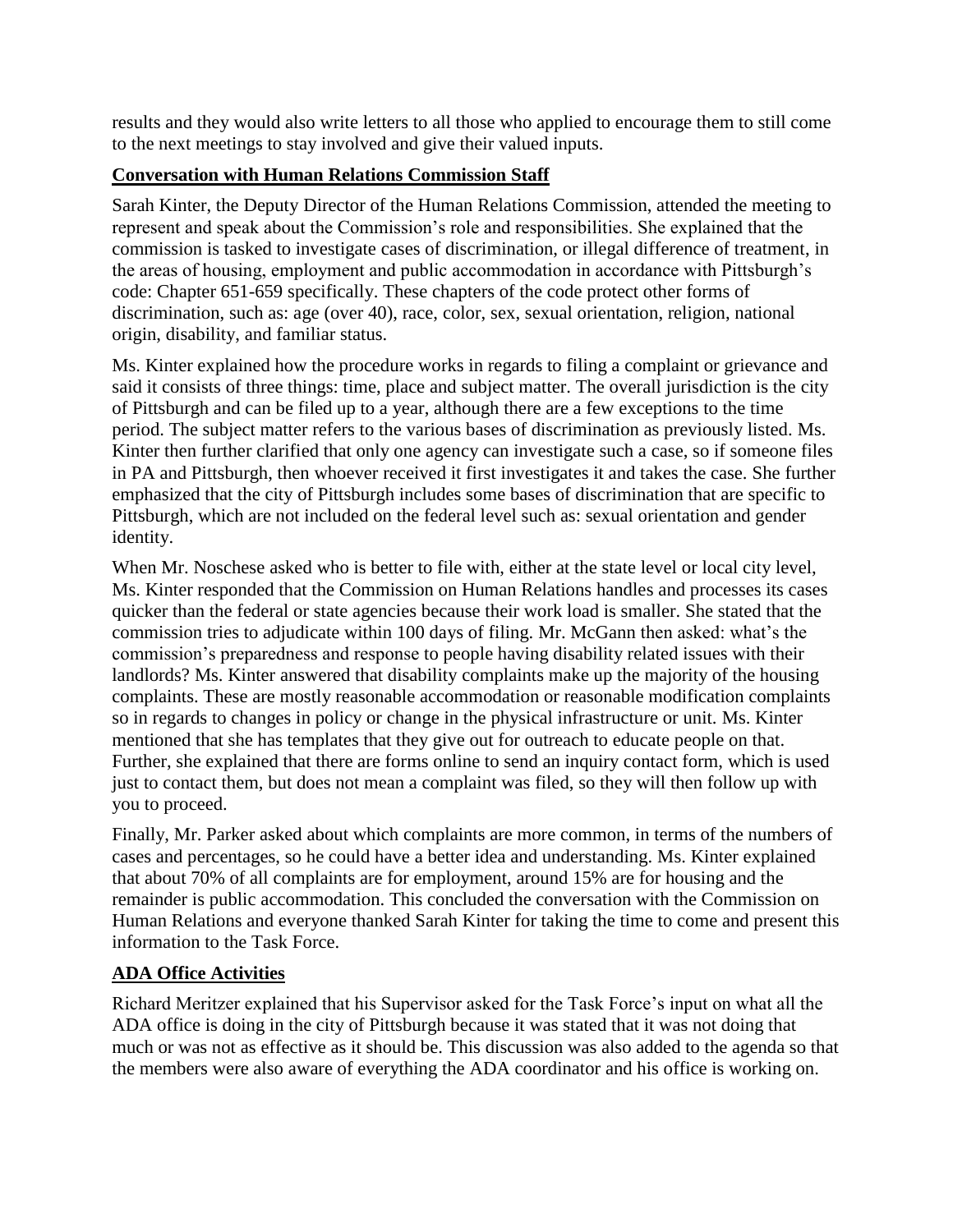results and they would also write letters to all those who applied to encourage them to still come to the next meetings to stay involved and give their valued inputs.

## Conversation with Human Relations Commission Staff

Sarah Kinter, the Deputy Director of the Human Relations Commission, attended the meeting to represent and speak about the Commission's role and responsibilities. She explained that the commission is tasked to investigate cases of discrimination, or illegal difference of treatment, in the areas of housing, employment and public accommodation in accordance with Pittsburgh's code: Chapter 651-659 specifically. These chapters of the code protect other forms of discrimination, such as: age (over 40), race, color, sex, sexual orientation, religion, national origin, disability, and familiar status.

Ms. Kinter explained how the procedure works in regards to filing a complaint or grievance and said it consists of three things: time, place and subject matter. The overall jurisdiction is the city of Pittsburgh and can be filed up to a year, although there are a few exceptions to the time period. The subject matter refers to the various bases of discrimination as previously listed. Ms. Kinter then further clarified that only one agency can investigate such a case, so if someone files in PA and Pittsburgh, then whoever received it first investigates it and takes the case. She further emphasized that the city of Pittsburgh includes some bases of discrimination that are specific to Pittsburgh, which are not included on the federal level such as: sexual orientation and gender identity.

When Mr. Noschese asked who is better to file with, either at the state level or local city level, Ms. Kinter responded that the Commission on Human Relations handles and processes its cases quicker than the federal or state agencies because their work load is smaller. She stated that the commission tries to adjudicate within 100 days of filing. Mr. McGann then asked: what's the commission's preparedness and response to people having disability related issues with their landlords? Ms. Kinter answered that disability complaints make up the majority of the housing complaints. These are mostly reasonable accommodation or reasonable modification complaints so in regards to changes in policy or change in the physical infrastructure or unit. Ms. Kinter mentioned that she has templates that they give out for outreach to educate people on that. Further, she explained that there are forms online to send an inquiry contact form, which is used just to contact them, but does not mean a complaint was filed, so they will then follow up with you to proceed.

Finally, Mr. Parker asked about which complaints are more common, in terms of the numbers of cases and percentages, so he could have a better idea and understanding. Ms. Kinter explained that about 70% of all complaints are for employment, around 15% are for housing and the remainder is public accommodation. This concluded the conversation with the Commission on Human Relations and everyone thanked Sarah Kinter for taking the time to come and present this information to the Task Force.

## ADA Office Activities

Richard Meritzer explained that his Supervisor asked for the Task Force's input on what all the ADA office is doing in the city of Pittsburgh because it was stated that it was not doing that much or was not as effective as it should be. This discussion was also added to the agenda so that the members were also aware of everything the ADA coordinator and his office is working on.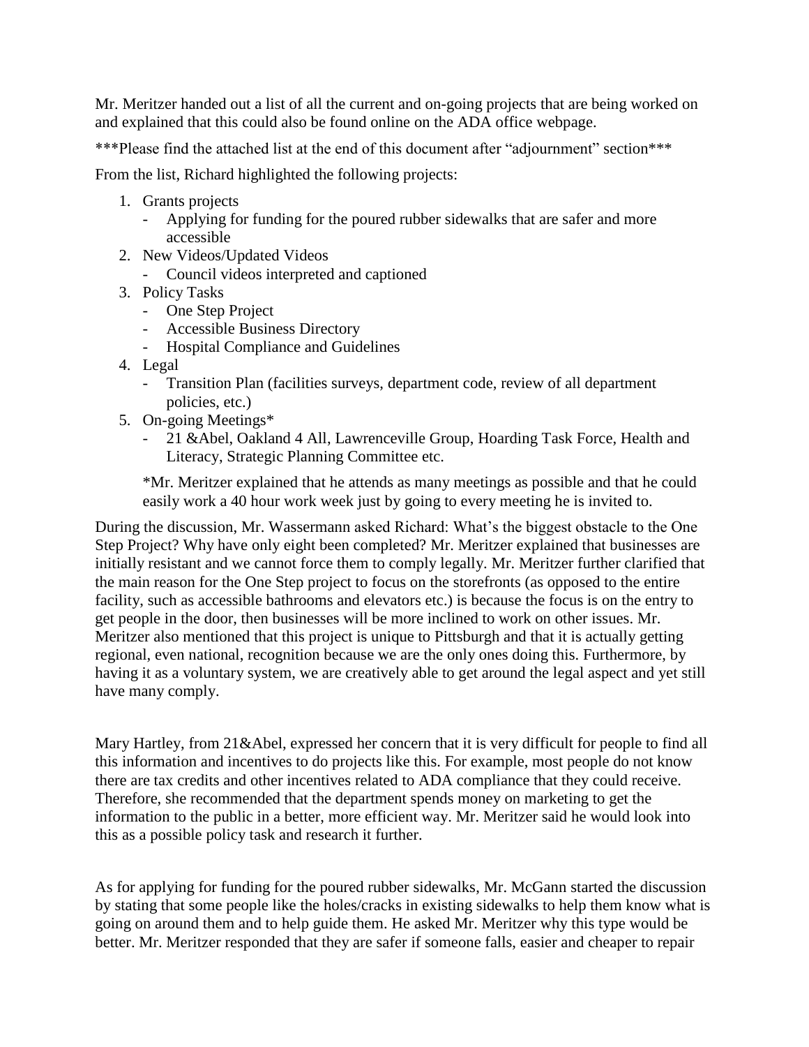Mr. Meritzer handed out a list of all the current and on-going projects that are being worked on and explained that this could also be found online on the ADA office webpage.

***Please find the attached list at the end of this document after "adjournment" section***

From the list, Richard highlighted the following projects:

1. Grants projects
   - Applying for funding for the poured rubber sidewalks that are safer and more accessible
2. New Videos/Updated Videos
   - Council videos interpreted and captioned
3. Policy Tasks
   - One Step Project
   - Accessible Business Directory
   - Hospital Compliance and Guidelines
4. Legal
   - Transition Plan (facilities surveys, department code, review of all department policies, etc.)
5. On-going Meetings*
   - 21 &Abel, Oakland 4 All, Lawrenceville Group, Hoarding Task Force, Health and Literacy, Strategic Planning Committee etc.

   *Mr. Meritzer explained that he attends as many meetings as possible and that he could easily work a 40 hour work week just by going to every meeting he is invited to.

During the discussion, Mr. Wassermann asked Richard: What's the biggest obstacle to the One Step Project? Why have only eight been completed? Mr. Meritzer explained that businesses are initially resistant and we cannot force them to comply legally. Mr. Meritzer further clarified that the main reason for the One Step project to focus on the storefronts (as opposed to the entire facility, such as accessible bathrooms and elevators etc.) is because the focus is on the entry to get people in the door, then businesses will be more inclined to work on other issues. Mr. Meritzer also mentioned that this project is unique to Pittsburgh and that it is actually getting regional, even national, recognition because we are the only ones doing this. Furthermore, by having it as a voluntary system, we are creatively able to get around the legal aspect and yet still have many comply.

Mary Hartley, from 21&Abel, expressed her concern that it is very difficult for people to find all this information and incentives to do projects like this. For example, most people do not know there are tax credits and other incentives related to ADA compliance that they could receive. Therefore, she recommended that the department spends money on marketing to get the information to the public in a better, more efficient way. Mr. Meritzer said he would look into this as a possible policy task and research it further.

As for applying for funding for the poured rubber sidewalks, Mr. McGann started the discussion by stating that some people like the holes/cracks in existing sidewalks to help them know what is going on around them and to help guide them. He asked Mr. Meritzer why this type would be better. Mr. Meritzer responded that they are safer if someone falls, easier and cheaper to repair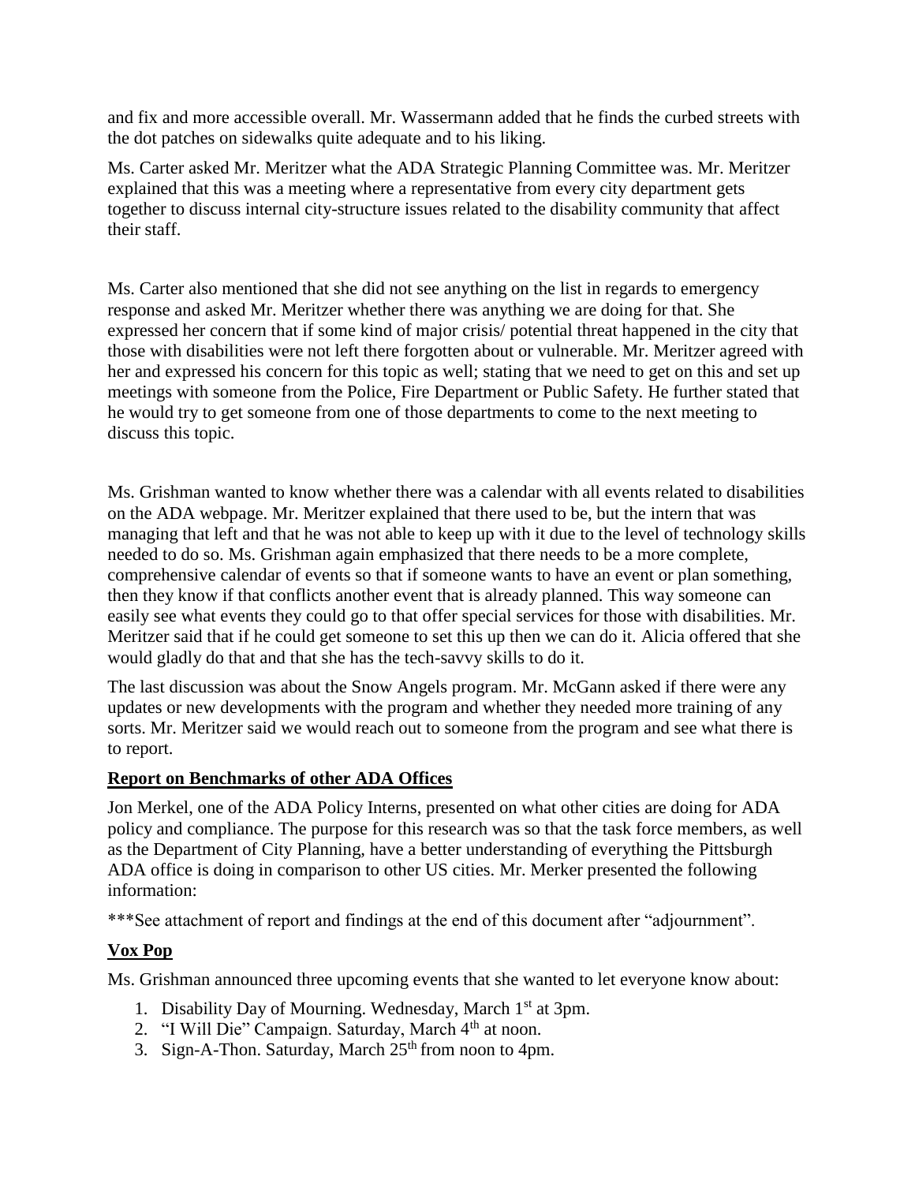and fix and more accessible overall. Mr. Wassermann added that he finds the curbed streets with the dot patches on sidewalks quite adequate and to his liking.

Ms. Carter asked Mr. Meritzer what the ADA Strategic Planning Committee was. Mr. Meritzer explained that this was a meeting where a representative from every city department gets together to discuss internal city-structure issues related to the disability community that affect their staff.

Ms. Carter also mentioned that she did not see anything on the list in regards to emergency response and asked Mr. Meritzer whether there was anything we are doing for that. She expressed her concern that if some kind of major crisis/ potential threat happened in the city that those with disabilities were not left there forgotten about or vulnerable. Mr. Meritzer agreed with her and expressed his concern for this topic as well; stating that we need to get on this and set up meetings with someone from the Police, Fire Department or Public Safety. He further stated that he would try to get someone from one of those departments to come to the next meeting to discuss this topic.

Ms. Grishman wanted to know whether there was a calendar with all events related to disabilities on the ADA webpage. Mr. Meritzer explained that there used to be, but the intern that was managing that left and that he was not able to keep up with it due to the level of technology skills needed to do so. Ms. Grishman again emphasized that there needs to be a more complete, comprehensive calendar of events so that if someone wants to have an event or plan something, then they know if that conflicts another event that is already planned. This way someone can easily see what events they could go to that offer special services for those with disabilities. Mr. Meritzer said that if he could get someone to set this up then we can do it. Alicia offered that she would gladly do that and that she has the tech-savvy skills to do it.

The last discussion was about the Snow Angels program. Mr. McGann asked if there were any updates or new developments with the program and whether they needed more training of any sorts. Mr. Meritzer said we would reach out to someone from the program and see what there is to report.

## Report on Benchmarks of other ADA Offices

Jon Merkel, one of the ADA Policy Interns, presented on what other cities are doing for ADA policy and compliance. The purpose for this research was so that the task force members, as well as the Department of City Planning, have a better understanding of everything the Pittsburgh ADA office is doing in comparison to other US cities. Mr. Merker presented the following information:

***See attachment of report and findings at the end of this document after "adjournment".

## Vox Pop

Ms. Grishman announced three upcoming events that she wanted to let everyone know about:

1. Disability Day of Mourning. Wednesday, March 1st at 3pm.
2. "I Will Die" Campaign. Saturday, March 4th at noon.
3. Sign-A-Thon. Saturday, March 25th from noon to 4pm.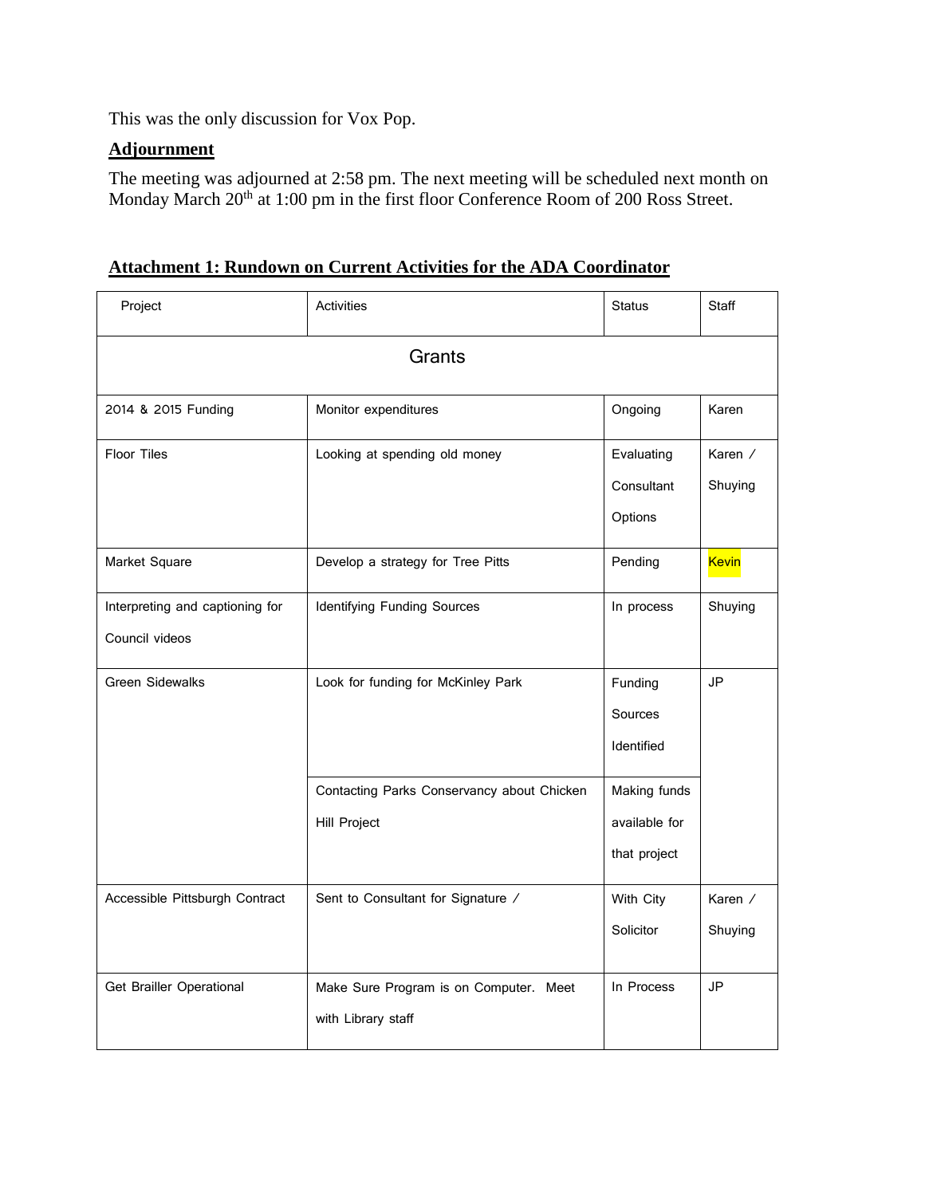This was the only discussion for Vox Pop.

**Adjournment**

The meeting was adjourned at 2:58 pm. The next meeting will be scheduled next month on Monday March 20th at 1:00 pm in the first floor Conference Room of 200 Ross Street.

**Attachment 1: Rundown on Current Activities for the ADA Coordinator**

| Project | Activities | Status | Staff |
|---|---|---|---|
| Grants | | | |
| 2014 & 2015 Funding | Monitor expenditures | Ongoing | Karen |
| Floor Tiles | Looking at spending old money | Evaluating Consultant Options | Karen / Shuying |
| Market Square | Develop a strategy for Tree Pitts | Pending | Kevin |
| Interpreting and captioning for Council videos | Identifying Funding Sources | In process | Shuying |
| Green Sidewalks | Look for funding for McKinley Park | Funding Sources Identified | JP |
| | Contacting Parks Conservancy about Chicken Hill Project | Making funds available for that project | |
| Accessible Pittsburgh Contract | Sent to Consultant for Signature / | With City Solicitor | Karen / Shuying |
| Get Brailler Operational | Make Sure Program is on Computer. Meet with Library staff | In Process | JP |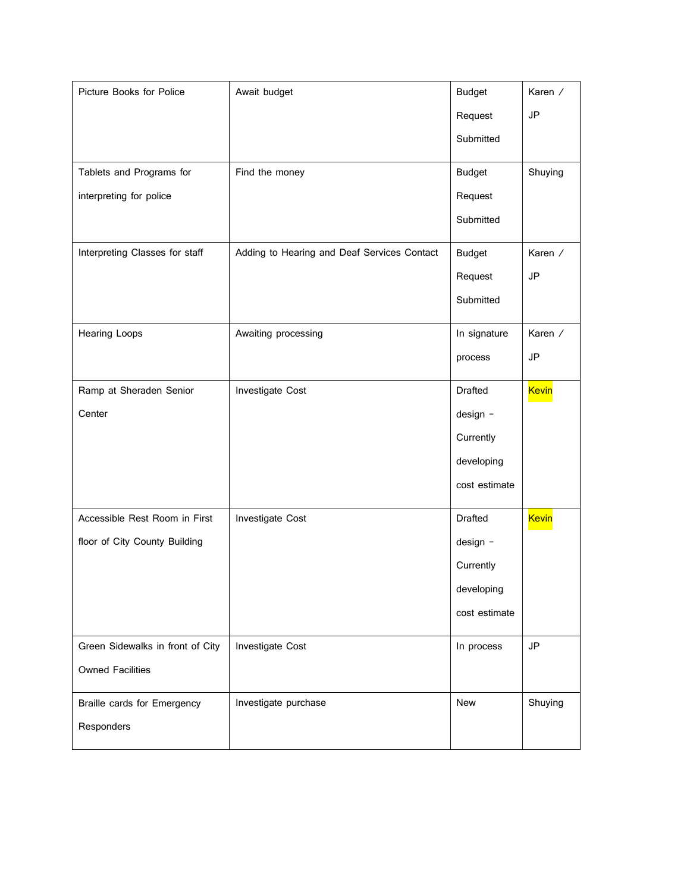| | | | |
|---|---|---|---|
| Picture Books for Police | Await budget | Budget Request Submitted | Karen / JP |
| Tablets and Programs for interpreting for police | Find the money | Budget Request Submitted | Shuying |
| Interpreting Classes for staff | Adding to Hearing and Deaf Services Contact | Budget Request Submitted | Karen / JP |
| Hearing Loops | Awaiting processing | In signature process | Karen / JP |
| Ramp at Sheraden Senior Center | Investigate Cost | Drafted design – Currently developing cost estimate | Kevin |
| Accessible Rest Room in First floor of City County Building | Investigate Cost | Drafted design – Currently developing cost estimate | Kevin |
| Green Sidewalks in front of City Owned Facilities | Investigate Cost | In process | JP |
| Braille cards for Emergency Responders | Investigate purchase | New | Shuying |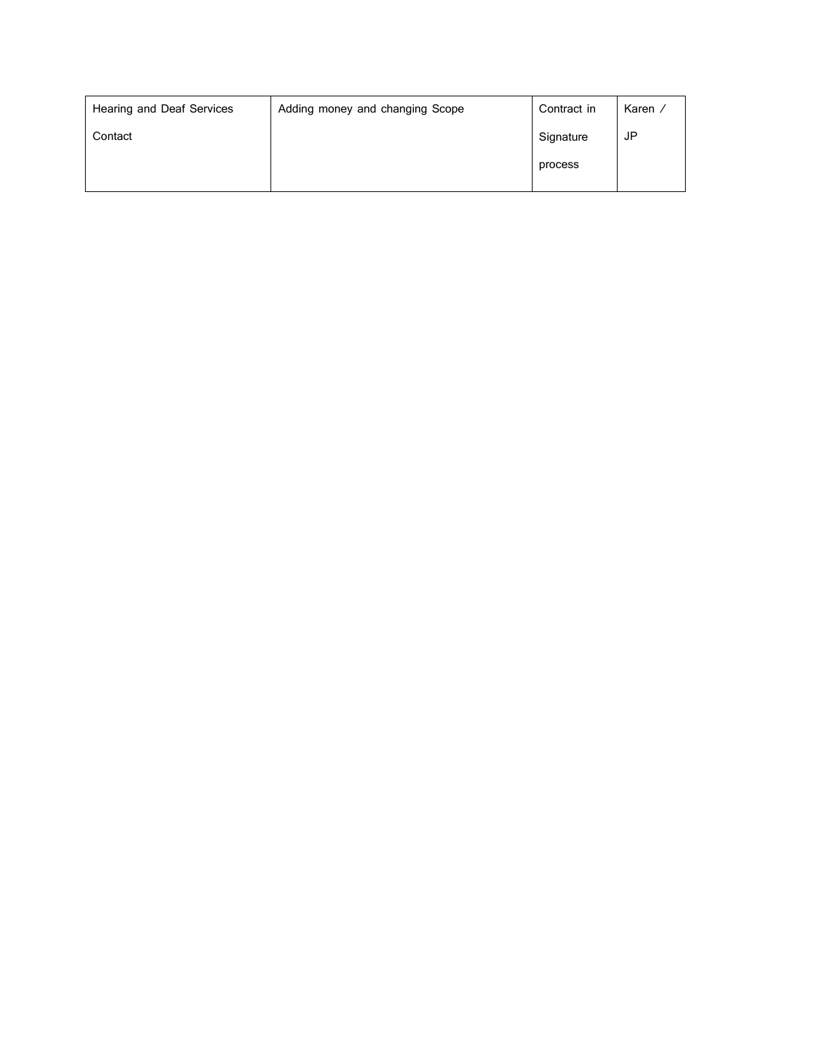| Hearing and Deaf Services Contact | Adding money and changing Scope | Contract in Signature process | Karen / JP |
|---|---|---|---|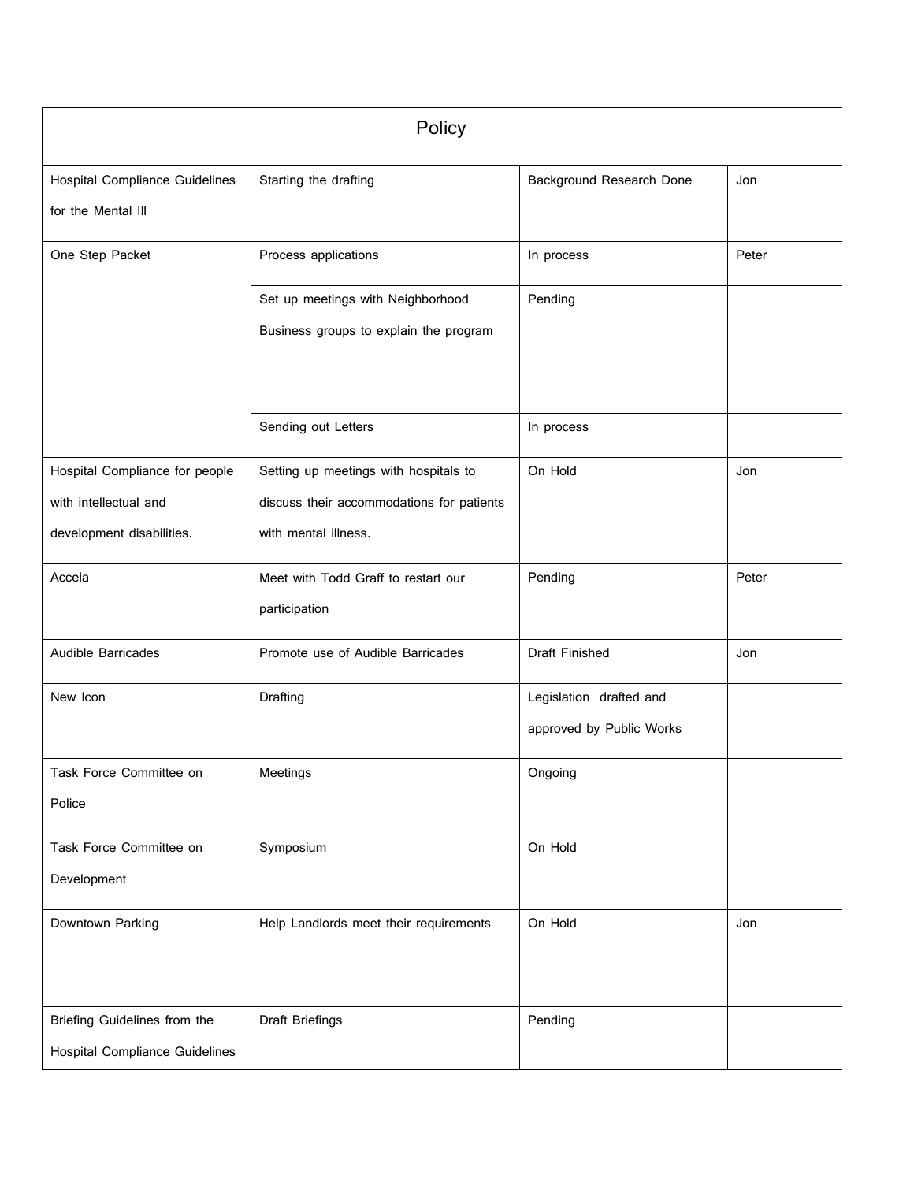| Policy | | | |
|---|---|---|---|
| Hospital Compliance Guidelines for the Mental Ill | Starting the drafting | Background Research Done | Jon |
| One Step Packet | Process applications | In process | Peter |
| | Set up meetings with Neighborhood Business groups to explain the program | Pending | |
| | Sending out Letters | In process | |
| Hospital Compliance for people with intellectual and development disabilities. | Setting up meetings with hospitals to discuss their accommodations for patients with mental illness. | On Hold | Jon |
| Accela | Meet with Todd Graff to restart our participation | Pending | Peter |
| Audible Barricades | Promote use of Audible Barricades | Draft Finished | Jon |
| New Icon | Drafting | Legislation drafted and approved by Public Works | |
| Task Force Committee on Police | Meetings | Ongoing | |
| Task Force Committee on Development | Symposium | On Hold | |
| Downtown Parking | Help Landlords meet their requirements | On Hold | Jon |
| Briefing Guidelines from the Hospital Compliance Guidelines | Draft Briefings | Pending | |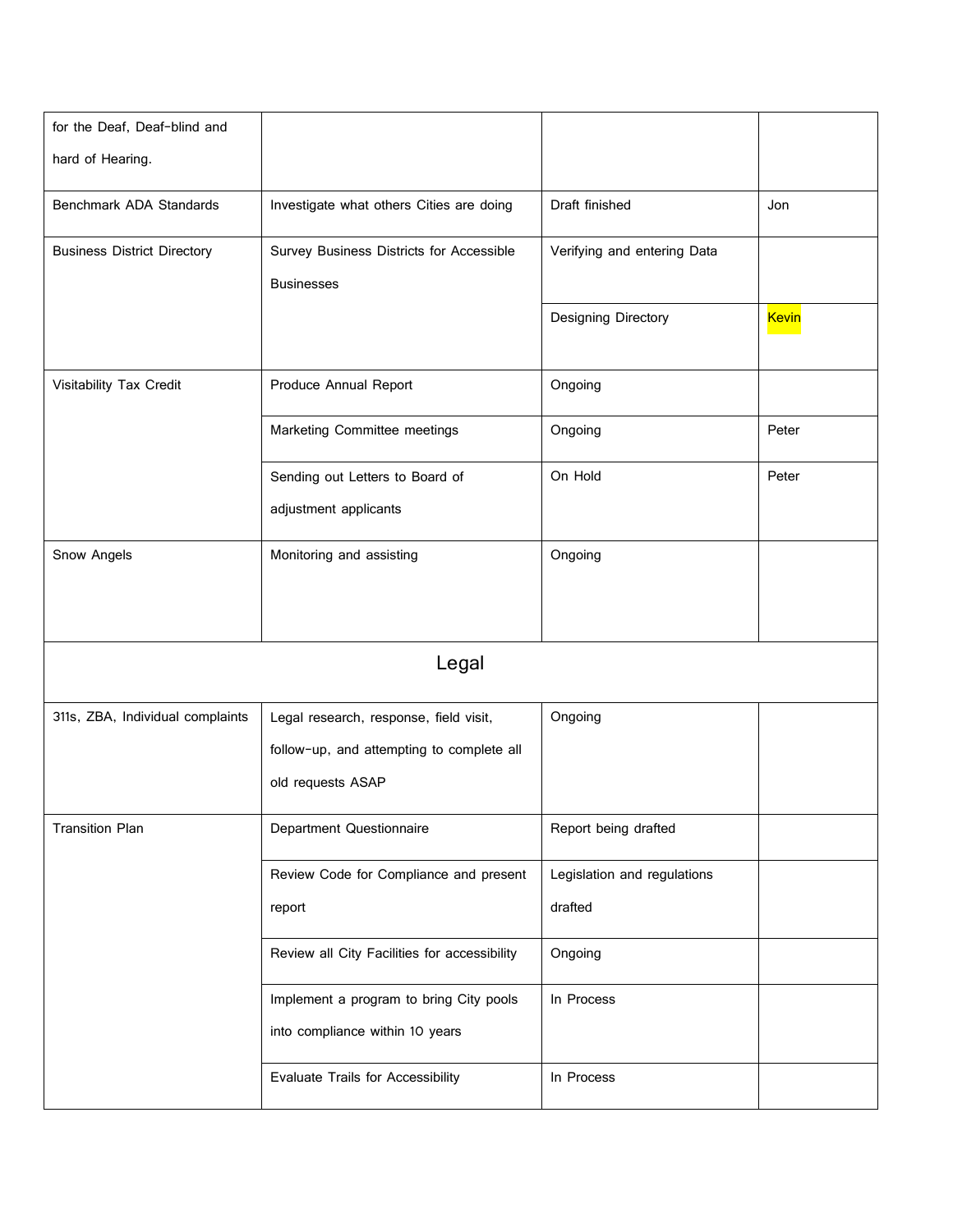| for the Deaf, Deaf-blind and hard of Hearing. | | | |
|---|---|---|---|
| Benchmark ADA Standards | Investigate what others Cities are doing | Draft finished | Jon |
| Business District Directory | Survey Business Districts for Accessible Businesses | Verifying and entering Data | |
| | | Designing Directory | Kevin |
| Visitability Tax Credit | Produce Annual Report | Ongoing | |
| | Marketing Committee meetings | Ongoing | Peter |
| | Sending out Letters to Board of adjustment applicants | On Hold | Peter |
| Snow Angels | Monitoring and assisting | Ongoing | |
| **Legal** | | | |
| 311s, ZBA, Individual complaints | Legal research, response, field visit, follow-up, and attempting to complete all old requests ASAP | Ongoing | |
| Transition Plan | Department Questionnaire | Report being drafted | |
| | Review Code for Compliance and present report | Legislation and regulations drafted | |
| | Review all City Facilities for accessibility | Ongoing | |
| | Implement a program to bring City pools into compliance within 10 years | In Process | |
| | Evaluate Trails for Accessibility | In Process | |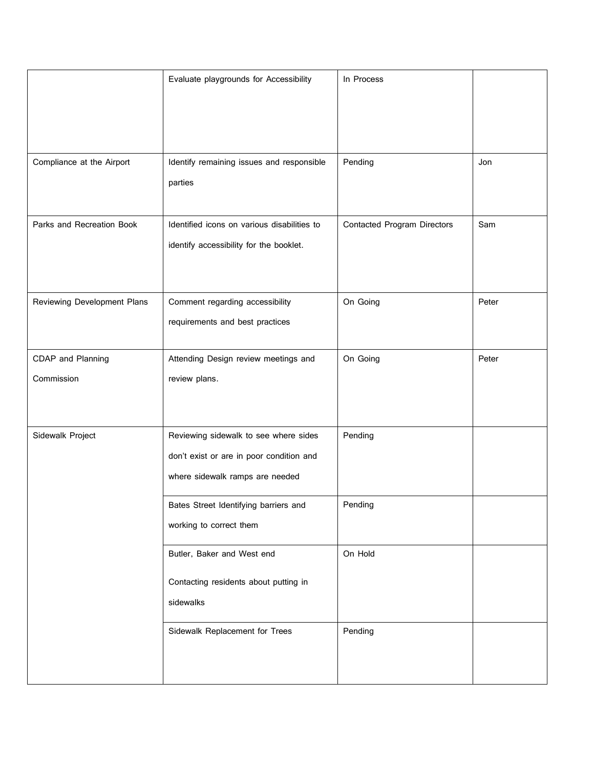| | | | |
|---|---|---|---|
| | Evaluate playgrounds for Accessibility | In Process | |
| Compliance at the Airport | Identify remaining issues and responsible parties | Pending | Jon |
| Parks and Recreation Book | Identified icons on various disabilities to identify accessibility for the booklet. | Contacted Program Directors | Sam |
| Reviewing Development Plans | Comment regarding accessibility requirements and best practices | On Going | Peter |
| CDAP and Planning Commission | Attending Design review meetings and review plans. | On Going | Peter |
| Sidewalk Project | Reviewing sidewalk to see where sides don't exist or are in poor condition and where sidewalk ramps are needed | Pending | |
| | Bates Street Identifying barriers and working to correct them | Pending | |
| | Butler, Baker and West end<br><br>Contacting residents about putting in sidewalks | On Hold | |
| | Sidewalk Replacement for Trees | Pending | |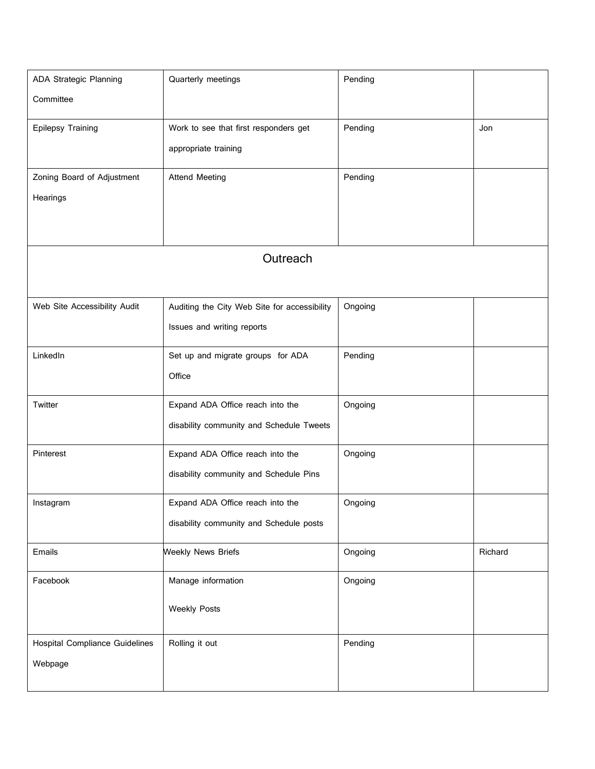| | | | |
|---|---|---|---|
| ADA Strategic Planning Committee | Quarterly meetings | Pending | |
| Epilepsy Training | Work to see that first responders get appropriate training | Pending | Jon |
| Zoning Board of Adjustment Hearings | Attend Meeting | Pending | |
| **Outreach** | | | |
| Web Site Accessibility Audit | Auditing the City Web Site for accessibility Issues and writing reports | Ongoing | |
| LinkedIn | Set up and migrate groups for ADA Office | Pending | |
| Twitter | Expand ADA Office reach into the disability community and Schedule Tweets | Ongoing | |
| Pinterest | Expand ADA Office reach into the disability community and Schedule Pins | Ongoing | |
| Instagram | Expand ADA Office reach into the disability community and Schedule posts | Ongoing | |
| Emails | Weekly News Briefs | Ongoing | Richard |
| Facebook | Manage information<br><br>Weekly Posts | Ongoing | |
| Hospital Compliance Guidelines Webpage | Rolling it out | Pending | |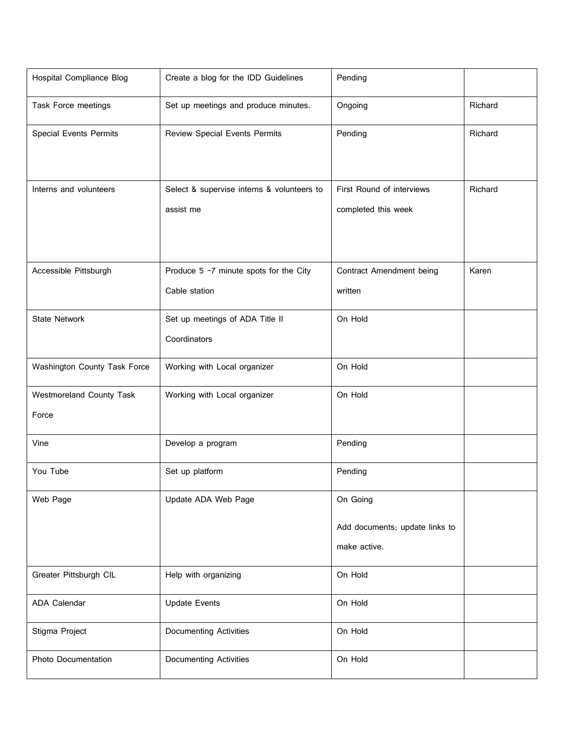| Hospital Compliance Blog | Create a blog for the IDD Guidelines | Pending | |
|---|---|---|---|
| Task Force meetings | Set up meetings and produce minutes. | Ongoing | Richard |
| Special Events Permits | Review Special Events Permits | Pending | Richard |
| Interns and volunteers | Select & supervise interns & volunteers to assist me | First Round of interviews completed this week | Richard |
| Accessible Pittsburgh | Produce 5 -7 minute spots for the City Cable station | Contract Amendment being written | Karen |
| State Network | Set up meetings of ADA Title II Coordinators | On Hold | |
| Washington County Task Force | Working with Local organizer | On Hold | |
| Westmoreland County Task Force | Working with Local organizer | On Hold | |
| Vine | Develop a program | Pending | |
| You Tube | Set up platform | Pending | |
| Web Page | Update ADA Web Page | On Going<br><br>Add documents; update links to make active. | |
| Greater Pittsburgh CIL | Help with organizing | On Hold | |
| ADA Calendar | Update Events | On Hold | |
| Stigma Project | Documenting Activities | On Hold | |
| Photo Documentation | Documenting Activities | On Hold | |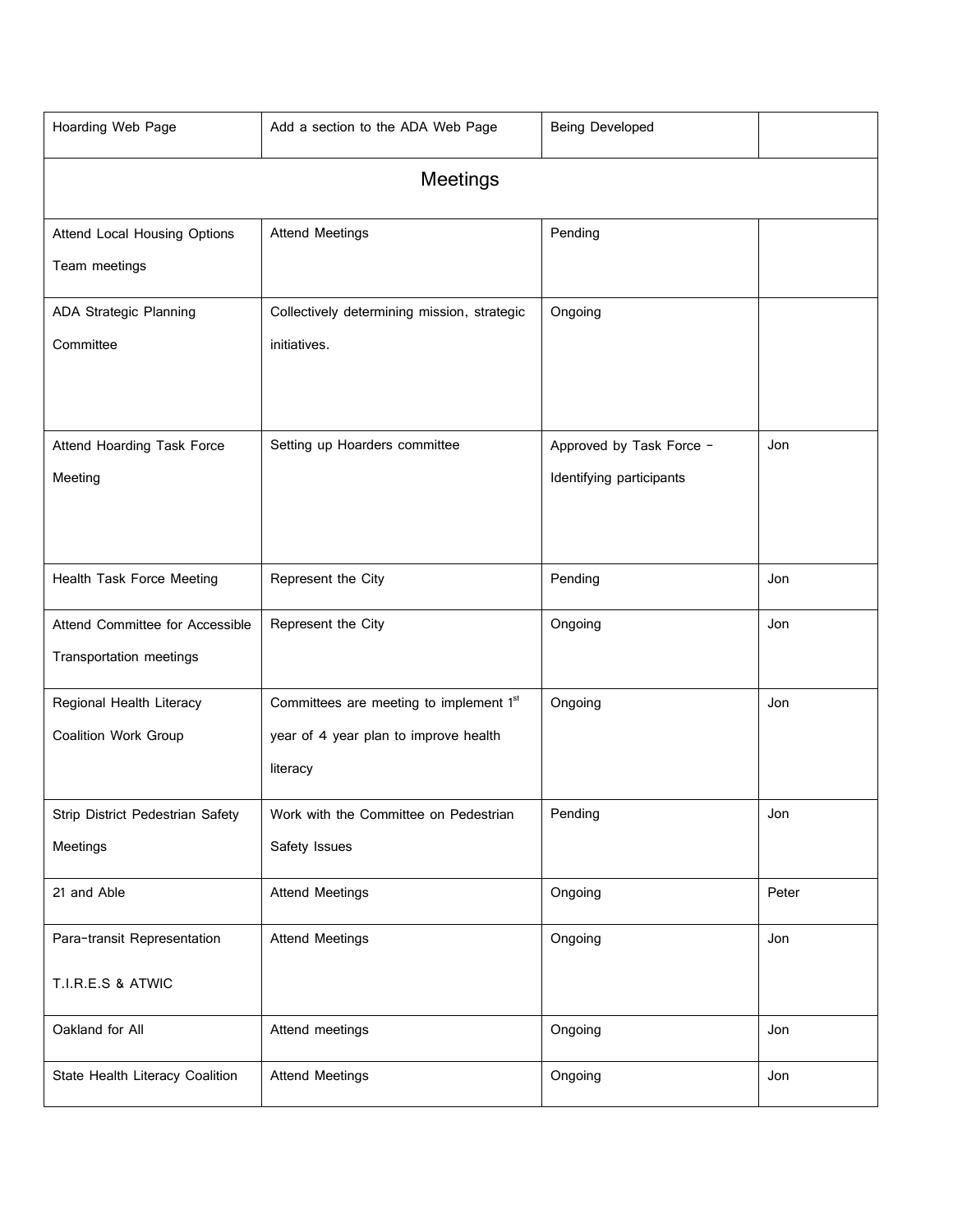| | | | |
|---|---|---|---|
| Hoarding Web Page | Add a section to the ADA Web Page | Being Developed | |
| **Meetings** | | | |
| Attend Local Housing Options Team meetings | Attend Meetings | Pending | |
| ADA Strategic Planning Committee | Collectively determining mission, strategic initiatives. | Ongoing | |
| Attend Hoarding Task Force Meeting | Setting up Hoarders committee | Approved by Task Force - Identifying participants | Jon |
| Health Task Force Meeting | Represent the City | Pending | Jon |
| Attend Committee for Accessible Transportation meetings | Represent the City | Ongoing | Jon |
| Regional Health Literacy Coalition Work Group | Committees are meeting to implement 1st year of 4 year plan to improve health literacy | Ongoing | Jon |
| Strip District Pedestrian Safety Meetings | Work with the Committee on Pedestrian Safety Issues | Pending | Jon |
| 21 and Able | Attend Meetings | Ongoing | Peter |
| Para-transit Representation T.I.R.E.S & ATWIC | Attend Meetings | Ongoing | Jon |
| Oakland for All | Attend meetings | Ongoing | Jon |
| State Health Literacy Coalition | Attend Meetings | Ongoing | Jon |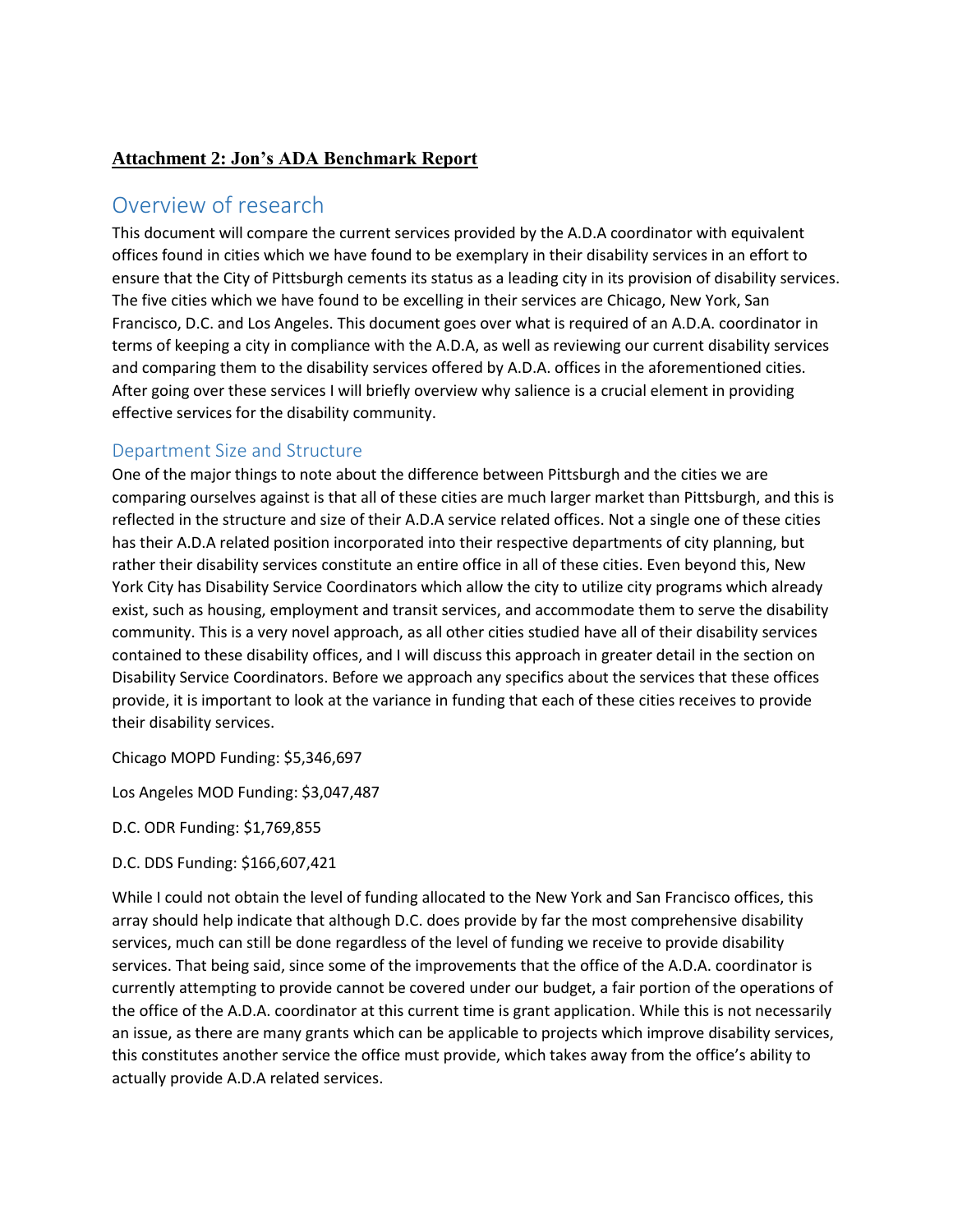**Attachment 2: Jon's ADA Benchmark Report**

# Overview of research

This document will compare the current services provided by the A.D.A coordinator with equivalent offices found in cities which we have found to be exemplary in their disability services in an effort to ensure that the City of Pittsburgh cements its status as a leading city in its provision of disability services. The five cities which we have found to be excelling in their services are Chicago, New York, San Francisco, D.C. and Los Angeles. This document goes over what is required of an A.D.A. coordinator in terms of keeping a city in compliance with the A.D.A, as well as reviewing our current disability services and comparing them to the disability services offered by A.D.A. offices in the aforementioned cities. After going over these services I will briefly overview why salience is a crucial element in providing effective services for the disability community.

## Department Size and Structure

One of the major things to note about the difference between Pittsburgh and the cities we are comparing ourselves against is that all of these cities are much larger market than Pittsburgh, and this is reflected in the structure and size of their A.D.A service related offices. Not a single one of these cities has their A.D.A related position incorporated into their respective departments of city planning, but rather their disability services constitute an entire office in all of these cities. Even beyond this, New York City has Disability Service Coordinators which allow the city to utilize city programs which already exist, such as housing, employment and transit services, and accommodate them to serve the disability community. This is a very novel approach, as all other cities studied have all of their disability services contained to these disability offices, and I will discuss this approach in greater detail in the section on Disability Service Coordinators. Before we approach any specifics about the services that these offices provide, it is important to look at the variance in funding that each of these cities receives to provide their disability services.

Chicago MOPD Funding: $5,346,697

Los Angeles MOD Funding: $3,047,487

D.C. ODR Funding: $1,769,855

D.C. DDS Funding: $166,607,421

While I could not obtain the level of funding allocated to the New York and San Francisco offices, this array should help indicate that although D.C. does provide by far the most comprehensive disability services, much can still be done regardless of the level of funding we receive to provide disability services. That being said, since some of the improvements that the office of the A.D.A. coordinator is currently attempting to provide cannot be covered under our budget, a fair portion of the operations of the office of the A.D.A. coordinator at this current time is grant application. While this is not necessarily an issue, as there are many grants which can be applicable to projects which improve disability services, this constitutes another service the office must provide, which takes away from the office's ability to actually provide A.D.A related services.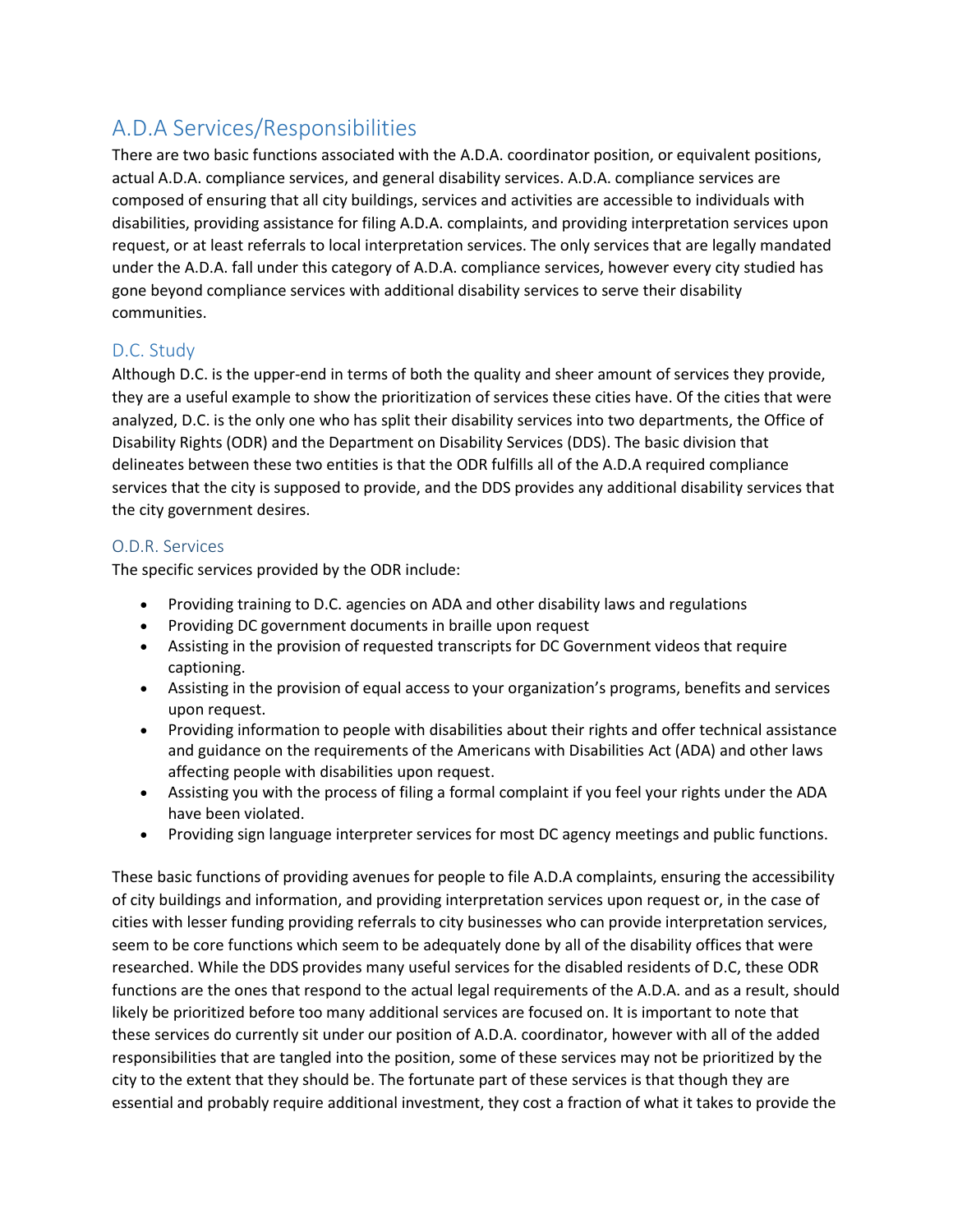## A.D.A Services/Responsibilities

There are two basic functions associated with the A.D.A. coordinator position, or equivalent positions, actual A.D.A. compliance services, and general disability services. A.D.A. compliance services are composed of ensuring that all city buildings, services and activities are accessible to individuals with disabilities, providing assistance for filing A.D.A. complaints, and providing interpretation services upon request, or at least referrals to local interpretation services. The only services that are legally mandated under the A.D.A. fall under this category of A.D.A. compliance services, however every city studied has gone beyond compliance services with additional disability services to serve their disability communities.

### D.C. Study

Although D.C. is the upper-end in terms of both the quality and sheer amount of services they provide, they are a useful example to show the prioritization of services these cities have. Of the cities that were analyzed, D.C. is the only one who has split their disability services into two departments, the Office of Disability Rights (ODR) and the Department on Disability Services (DDS). The basic division that delineates between these two entities is that the ODR fulfills all of the A.D.A required compliance services that the city is supposed to provide, and the DDS provides any additional disability services that the city government desires.

### O.D.R. Services

The specific services provided by the ODR include:

- Providing training to D.C. agencies on ADA and other disability laws and regulations
- Providing DC government documents in braille upon request
- Assisting in the provision of requested transcripts for DC Government videos that require captioning.
- Assisting in the provision of equal access to your organization's programs, benefits and services upon request.
- Providing information to people with disabilities about their rights and offer technical assistance and guidance on the requirements of the Americans with Disabilities Act (ADA) and other laws affecting people with disabilities upon request.
- Assisting you with the process of filing a formal complaint if you feel your rights under the ADA have been violated.
- Providing sign language interpreter services for most DC agency meetings and public functions.

These basic functions of providing avenues for people to file A.D.A complaints, ensuring the accessibility of city buildings and information, and providing interpretation services upon request or, in the case of cities with lesser funding providing referrals to city businesses who can provide interpretation services, seem to be core functions which seem to be adequately done by all of the disability offices that were researched. While the DDS provides many useful services for the disabled residents of D.C, these ODR functions are the ones that respond to the actual legal requirements of the A.D.A. and as a result, should likely be prioritized before too many additional services are focused on. It is important to note that these services do currently sit under our position of A.D.A. coordinator, however with all of the added responsibilities that are tangled into the position, some of these services may not be prioritized by the city to the extent that they should be. The fortunate part of these services is that though they are essential and probably require additional investment, they cost a fraction of what it takes to provide the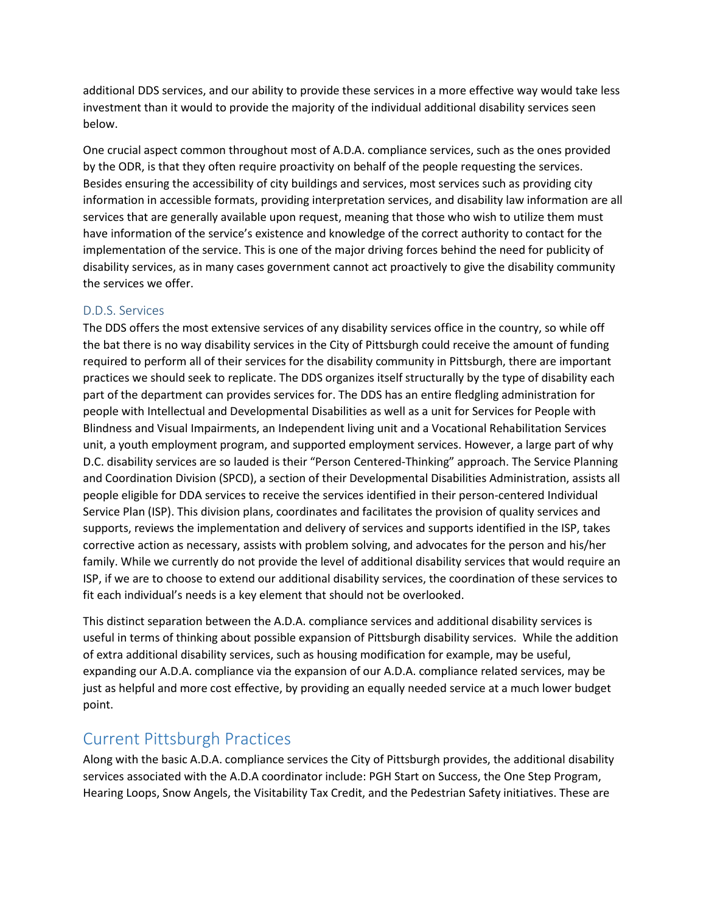additional DDS services, and our ability to provide these services in a more effective way would take less investment than it would to provide the majority of the individual additional disability services seen below.

One crucial aspect common throughout most of A.D.A. compliance services, such as the ones provided by the ODR, is that they often require proactivity on behalf of the people requesting the services. Besides ensuring the accessibility of city buildings and services, most services such as providing city information in accessible formats, providing interpretation services, and disability law information are all services that are generally available upon request, meaning that those who wish to utilize them must have information of the service's existence and knowledge of the correct authority to contact for the implementation of the service. This is one of the major driving forces behind the need for publicity of disability services, as in many cases government cannot act proactively to give the disability community the services we offer.

### D.D.S. Services

The DDS offers the most extensive services of any disability services office in the country, so while off the bat there is no way disability services in the City of Pittsburgh could receive the amount of funding required to perform all of their services for the disability community in Pittsburgh, there are important practices we should seek to replicate. The DDS organizes itself structurally by the type of disability each part of the department can provides services for. The DDS has an entire fledgling administration for people with Intellectual and Developmental Disabilities as well as a unit for Services for People with Blindness and Visual Impairments, an Independent living unit and a Vocational Rehabilitation Services unit, a youth employment program, and supported employment services. However, a large part of why D.C. disability services are so lauded is their "Person Centered-Thinking" approach. The Service Planning and Coordination Division (SPCD), a section of their Developmental Disabilities Administration, assists all people eligible for DDA services to receive the services identified in their person-centered Individual Service Plan (ISP). This division plans, coordinates and facilitates the provision of quality services and supports, reviews the implementation and delivery of services and supports identified in the ISP, takes corrective action as necessary, assists with problem solving, and advocates for the person and his/her family. While we currently do not provide the level of additional disability services that would require an ISP, if we are to choose to extend our additional disability services, the coordination of these services to fit each individual's needs is a key element that should not be overlooked.

This distinct separation between the A.D.A. compliance services and additional disability services is useful in terms of thinking about possible expansion of Pittsburgh disability services. While the addition of extra additional disability services, such as housing modification for example, may be useful, expanding our A.D.A. compliance via the expansion of our A.D.A. compliance related services, may be just as helpful and more cost effective, by providing an equally needed service at a much lower budget point.

## Current Pittsburgh Practices

Along with the basic A.D.A. compliance services the City of Pittsburgh provides, the additional disability services associated with the A.D.A coordinator include: PGH Start on Success, the One Step Program, Hearing Loops, Snow Angels, the Visitability Tax Credit, and the Pedestrian Safety initiatives. These are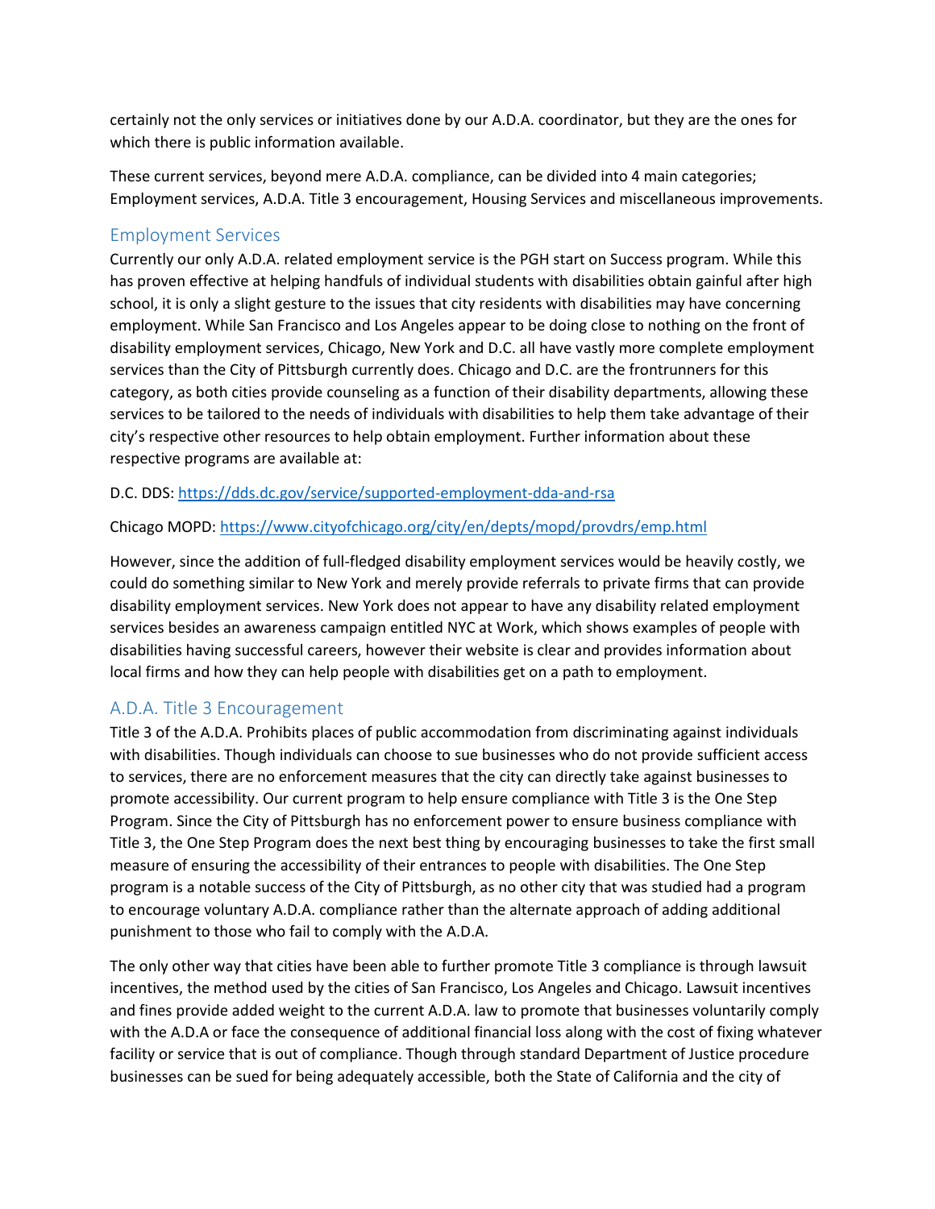certainly not the only services or initiatives done by our A.D.A. coordinator, but they are the ones for which there is public information available.

These current services, beyond mere A.D.A. compliance, can be divided into 4 main categories; Employment services, A.D.A. Title 3 encouragement, Housing Services and miscellaneous improvements.

## Employment Services

Currently our only A.D.A. related employment service is the PGH start on Success program. While this has proven effective at helping handfuls of individual students with disabilities obtain gainful after high school, it is only a slight gesture to the issues that city residents with disabilities may have concerning employment. While San Francisco and Los Angeles appear to be doing close to nothing on the front of disability employment services, Chicago, New York and D.C. all have vastly more complete employment services than the City of Pittsburgh currently does. Chicago and D.C. are the frontrunners for this category, as both cities provide counseling as a function of their disability departments, allowing these services to be tailored to the needs of individuals with disabilities to help them take advantage of their city's respective other resources to help obtain employment. Further information about these respective programs are available at:

D.C. DDS: https://dds.dc.gov/service/supported-employment-dda-and-rsa

Chicago MOPD: https://www.cityofchicago.org/city/en/depts/mopd/provdrs/emp.html

However, since the addition of full-fledged disability employment services would be heavily costly, we could do something similar to New York and merely provide referrals to private firms that can provide disability employment services. New York does not appear to have any disability related employment services besides an awareness campaign entitled NYC at Work, which shows examples of people with disabilities having successful careers, however their website is clear and provides information about local firms and how they can help people with disabilities get on a path to employment.

## A.D.A. Title 3 Encouragement

Title 3 of the A.D.A. Prohibits places of public accommodation from discriminating against individuals with disabilities. Though individuals can choose to sue businesses who do not provide sufficient access to services, there are no enforcement measures that the city can directly take against businesses to promote accessibility. Our current program to help ensure compliance with Title 3 is the One Step Program. Since the City of Pittsburgh has no enforcement power to ensure business compliance with Title 3, the One Step Program does the next best thing by encouraging businesses to take the first small measure of ensuring the accessibility of their entrances to people with disabilities. The One Step program is a notable success of the City of Pittsburgh, as no other city that was studied had a program to encourage voluntary A.D.A. compliance rather than the alternate approach of adding additional punishment to those who fail to comply with the A.D.A.

The only other way that cities have been able to further promote Title 3 compliance is through lawsuit incentives, the method used by the cities of San Francisco, Los Angeles and Chicago. Lawsuit incentives and fines provide added weight to the current A.D.A. law to promote that businesses voluntarily comply with the A.D.A or face the consequence of additional financial loss along with the cost of fixing whatever facility or service that is out of compliance. Though through standard Department of Justice procedure businesses can be sued for being adequately accessible, both the State of California and the city of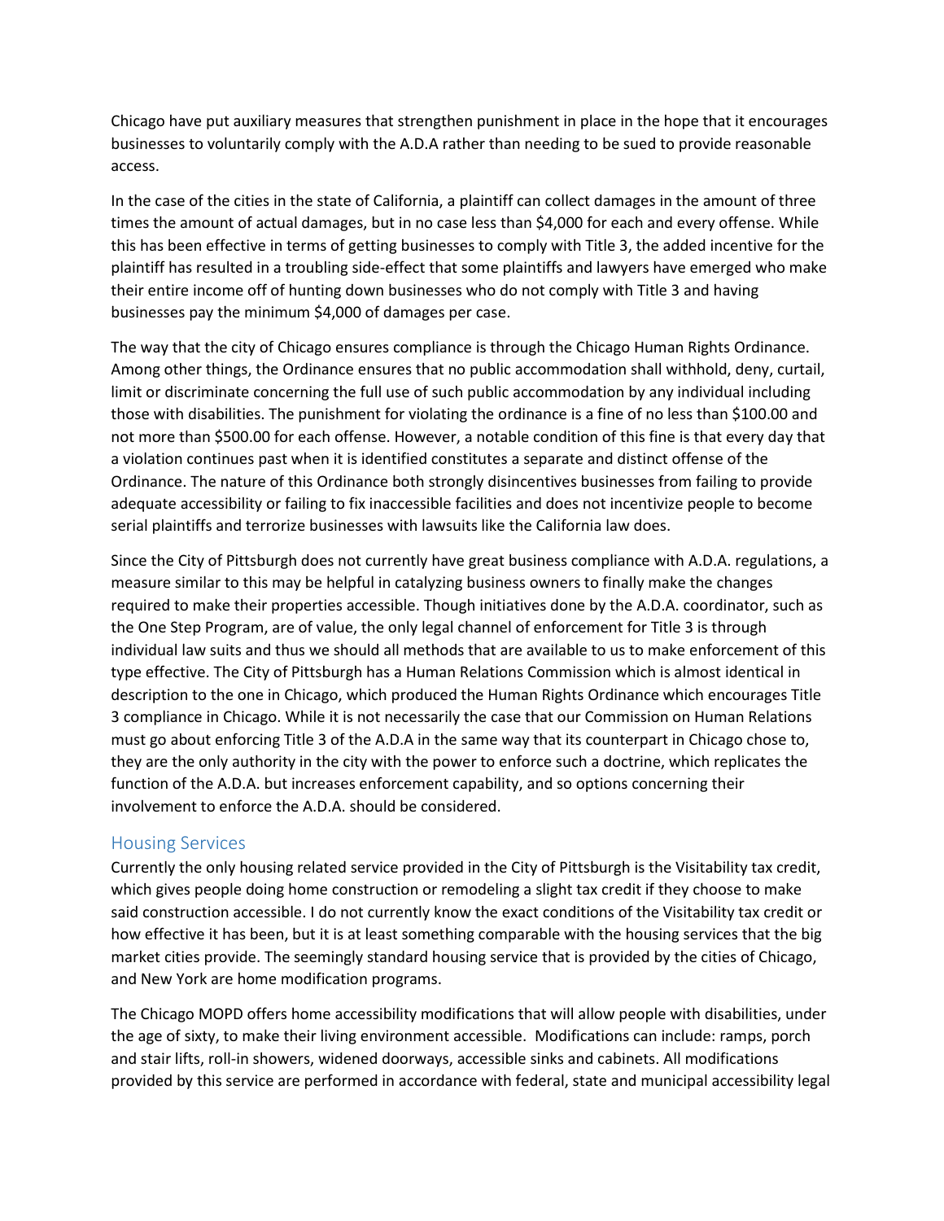Chicago have put auxiliary measures that strengthen punishment in place in the hope that it encourages businesses to voluntarily comply with the A.D.A rather than needing to be sued to provide reasonable access.

In the case of the cities in the state of California, a plaintiff can collect damages in the amount of three times the amount of actual damages, but in no case less than $4,000 for each and every offense. While this has been effective in terms of getting businesses to comply with Title 3, the added incentive for the plaintiff has resulted in a troubling side-effect that some plaintiffs and lawyers have emerged who make their entire income off of hunting down businesses who do not comply with Title 3 and having businesses pay the minimum $4,000 of damages per case.

The way that the city of Chicago ensures compliance is through the Chicago Human Rights Ordinance. Among other things, the Ordinance ensures that no public accommodation shall withhold, deny, curtail, limit or discriminate concerning the full use of such public accommodation by any individual including those with disabilities. The punishment for violating the ordinance is a fine of no less than $100.00 and not more than $500.00 for each offense. However, a notable condition of this fine is that every day that a violation continues past when it is identified constitutes a separate and distinct offense of the Ordinance. The nature of this Ordinance both strongly disincentives businesses from failing to provide adequate accessibility or failing to fix inaccessible facilities and does not incentivize people to become serial plaintiffs and terrorize businesses with lawsuits like the California law does.

Since the City of Pittsburgh does not currently have great business compliance with A.D.A. regulations, a measure similar to this may be helpful in catalyzing business owners to finally make the changes required to make their properties accessible. Though initiatives done by the A.D.A. coordinator, such as the One Step Program, are of value, the only legal channel of enforcement for Title 3 is through individual law suits and thus we should all methods that are available to us to make enforcement of this type effective. The City of Pittsburgh has a Human Relations Commission which is almost identical in description to the one in Chicago, which produced the Human Rights Ordinance which encourages Title 3 compliance in Chicago. While it is not necessarily the case that our Commission on Human Relations must go about enforcing Title 3 of the A.D.A in the same way that its counterpart in Chicago chose to, they are the only authority in the city with the power to enforce such a doctrine, which replicates the function of the A.D.A. but increases enforcement capability, and so options concerning their involvement to enforce the A.D.A. should be considered.

## Housing Services

Currently the only housing related service provided in the City of Pittsburgh is the Visitability tax credit, which gives people doing home construction or remodeling a slight tax credit if they choose to make said construction accessible. I do not currently know the exact conditions of the Visitability tax credit or how effective it has been, but it is at least something comparable with the housing services that the big market cities provide. The seemingly standard housing service that is provided by the cities of Chicago, and New York are home modification programs.

The Chicago MOPD offers home accessibility modifications that will allow people with disabilities, under the age of sixty, to make their living environment accessible. Modifications can include: ramps, porch and stair lifts, roll-in showers, widened doorways, accessible sinks and cabinets. All modifications provided by this service are performed in accordance with federal, state and municipal accessibility legal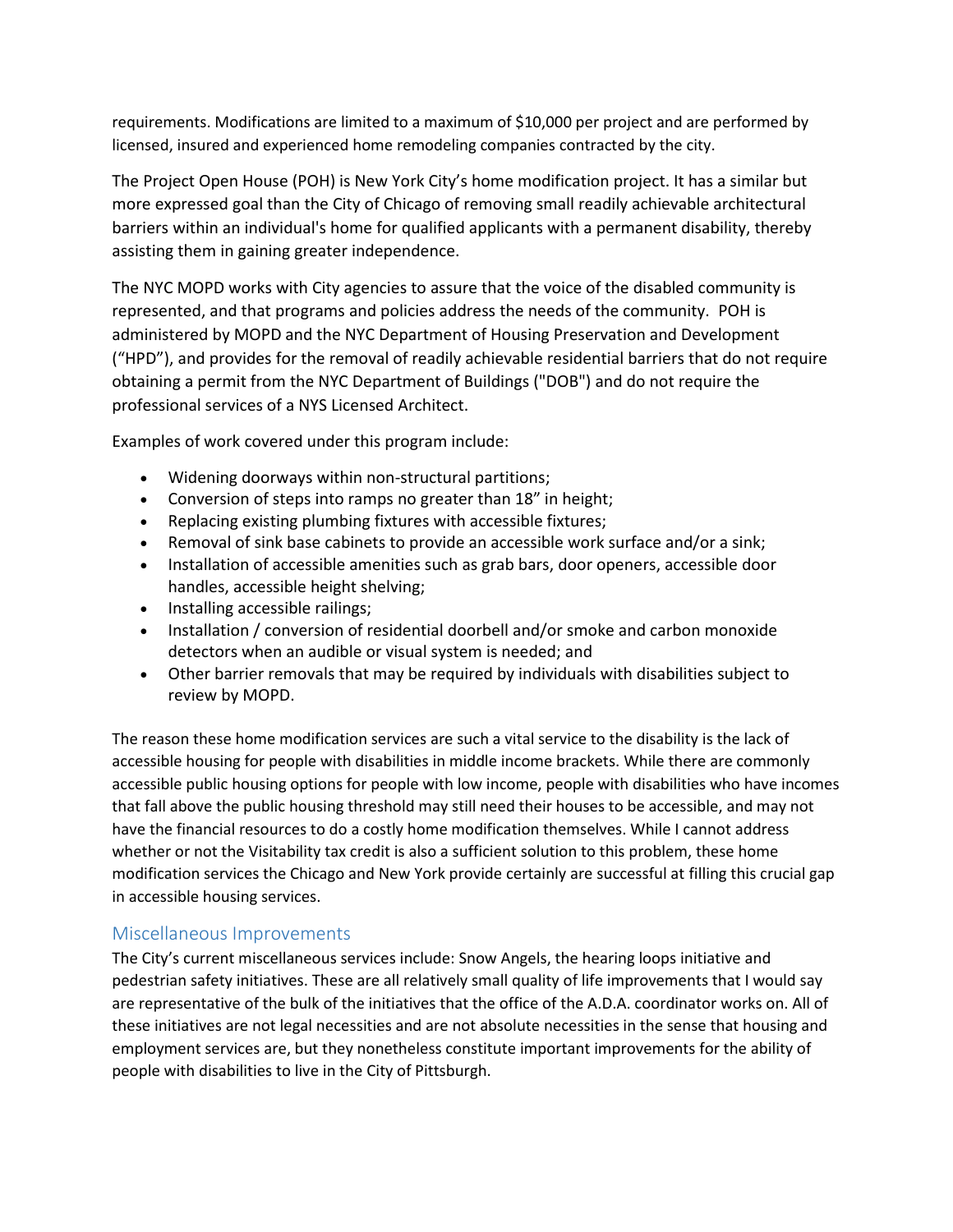requirements. Modifications are limited to a maximum of $10,000 per project and are performed by licensed, insured and experienced home remodeling companies contracted by the city.

The Project Open House (POH) is New York City's home modification project. It has a similar but more expressed goal than the City of Chicago of removing small readily achievable architectural barriers within an individual's home for qualified applicants with a permanent disability, thereby assisting them in gaining greater independence.

The NYC MOPD works with City agencies to assure that the voice of the disabled community is represented, and that programs and policies address the needs of the community. POH is administered by MOPD and the NYC Department of Housing Preservation and Development ("HPD"), and provides for the removal of readily achievable residential barriers that do not require obtaining a permit from the NYC Department of Buildings ("DOB") and do not require the professional services of a NYS Licensed Architect.

Examples of work covered under this program include:

- Widening doorways within non-structural partitions;
- Conversion of steps into ramps no greater than 18" in height;
- Replacing existing plumbing fixtures with accessible fixtures;
- Removal of sink base cabinets to provide an accessible work surface and/or a sink;
- Installation of accessible amenities such as grab bars, door openers, accessible door handles, accessible height shelving;
- Installing accessible railings;
- Installation / conversion of residential doorbell and/or smoke and carbon monoxide detectors when an audible or visual system is needed; and
- Other barrier removals that may be required by individuals with disabilities subject to review by MOPD.

The reason these home modification services are such a vital service to the disability is the lack of accessible housing for people with disabilities in middle income brackets. While there are commonly accessible public housing options for people with low income, people with disabilities who have incomes that fall above the public housing threshold may still need their houses to be accessible, and may not have the financial resources to do a costly home modification themselves. While I cannot address whether or not the Visitability tax credit is also a sufficient solution to this problem, these home modification services the Chicago and New York provide certainly are successful at filling this crucial gap in accessible housing services.

## Miscellaneous Improvements

The City's current miscellaneous services include: Snow Angels, the hearing loops initiative and pedestrian safety initiatives. These are all relatively small quality of life improvements that I would say are representative of the bulk of the initiatives that the office of the A.D.A. coordinator works on. All of these initiatives are not legal necessities and are not absolute necessities in the sense that housing and employment services are, but they nonetheless constitute important improvements for the ability of people with disabilities to live in the City of Pittsburgh.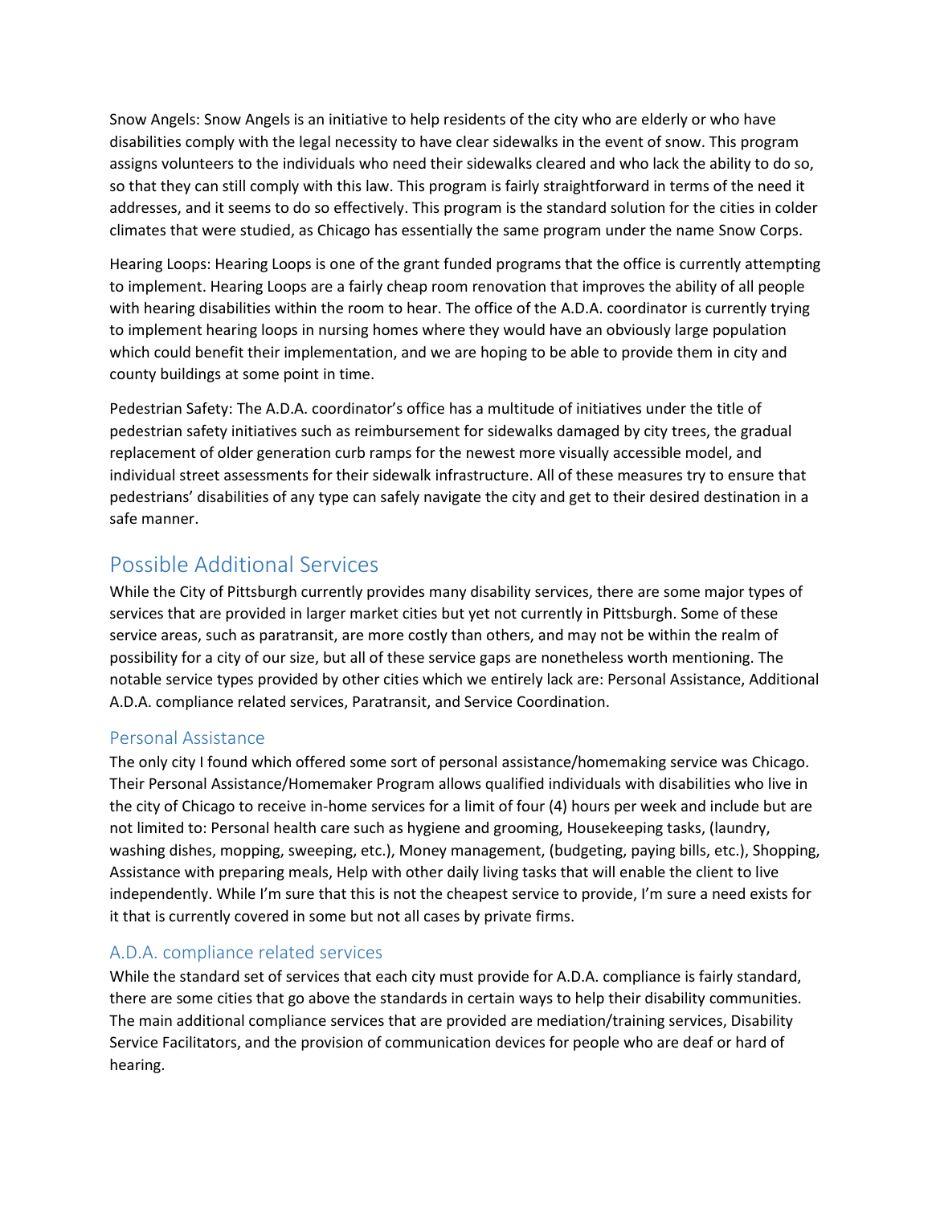Snow Angels: Snow Angels is an initiative to help residents of the city who are elderly or who have disabilities comply with the legal necessity to have clear sidewalks in the event of snow. This program assigns volunteers to the individuals who need their sidewalks cleared and who lack the ability to do so, so that they can still comply with this law. This program is fairly straightforward in terms of the need it addresses, and it seems to do so effectively. This program is the standard solution for the cities in colder climates that were studied, as Chicago has essentially the same program under the name Snow Corps.

Hearing Loops: Hearing Loops is one of the grant funded programs that the office is currently attempting to implement. Hearing Loops are a fairly cheap room renovation that improves the ability of all people with hearing disabilities within the room to hear. The office of the A.D.A. coordinator is currently trying to implement hearing loops in nursing homes where they would have an obviously large population which could benefit their implementation, and we are hoping to be able to provide them in city and county buildings at some point in time.

Pedestrian Safety: The A.D.A. coordinator's office has a multitude of initiatives under the title of pedestrian safety initiatives such as reimbursement for sidewalks damaged by city trees, the gradual replacement of older generation curb ramps for the newest more visually accessible model, and individual street assessments for their sidewalk infrastructure. All of these measures try to ensure that pedestrians' disabilities of any type can safely navigate the city and get to their desired destination in a safe manner.

## Possible Additional Services

While the City of Pittsburgh currently provides many disability services, there are some major types of services that are provided in larger market cities but yet not currently in Pittsburgh. Some of these service areas, such as paratransit, are more costly than others, and may not be within the realm of possibility for a city of our size, but all of these service gaps are nonetheless worth mentioning. The notable service types provided by other cities which we entirely lack are: Personal Assistance, Additional A.D.A. compliance related services, Paratransit, and Service Coordination.

### Personal Assistance

The only city I found which offered some sort of personal assistance/homemaking service was Chicago. Their Personal Assistance/Homemaker Program allows qualified individuals with disabilities who live in the city of Chicago to receive in-home services for a limit of four (4) hours per week and include but are not limited to: Personal health care such as hygiene and grooming, Housekeeping tasks, (laundry, washing dishes, mopping, sweeping, etc.), Money management, (budgeting, paying bills, etc.), Shopping, Assistance with preparing meals, Help with other daily living tasks that will enable the client to live independently. While I'm sure that this is not the cheapest service to provide, I'm sure a need exists for it that is currently covered in some but not all cases by private firms.

### A.D.A. compliance related services

While the standard set of services that each city must provide for A.D.A. compliance is fairly standard, there are some cities that go above the standards in certain ways to help their disability communities. The main additional compliance services that are provided are mediation/training services, Disability Service Facilitators, and the provision of communication devices for people who are deaf or hard of hearing.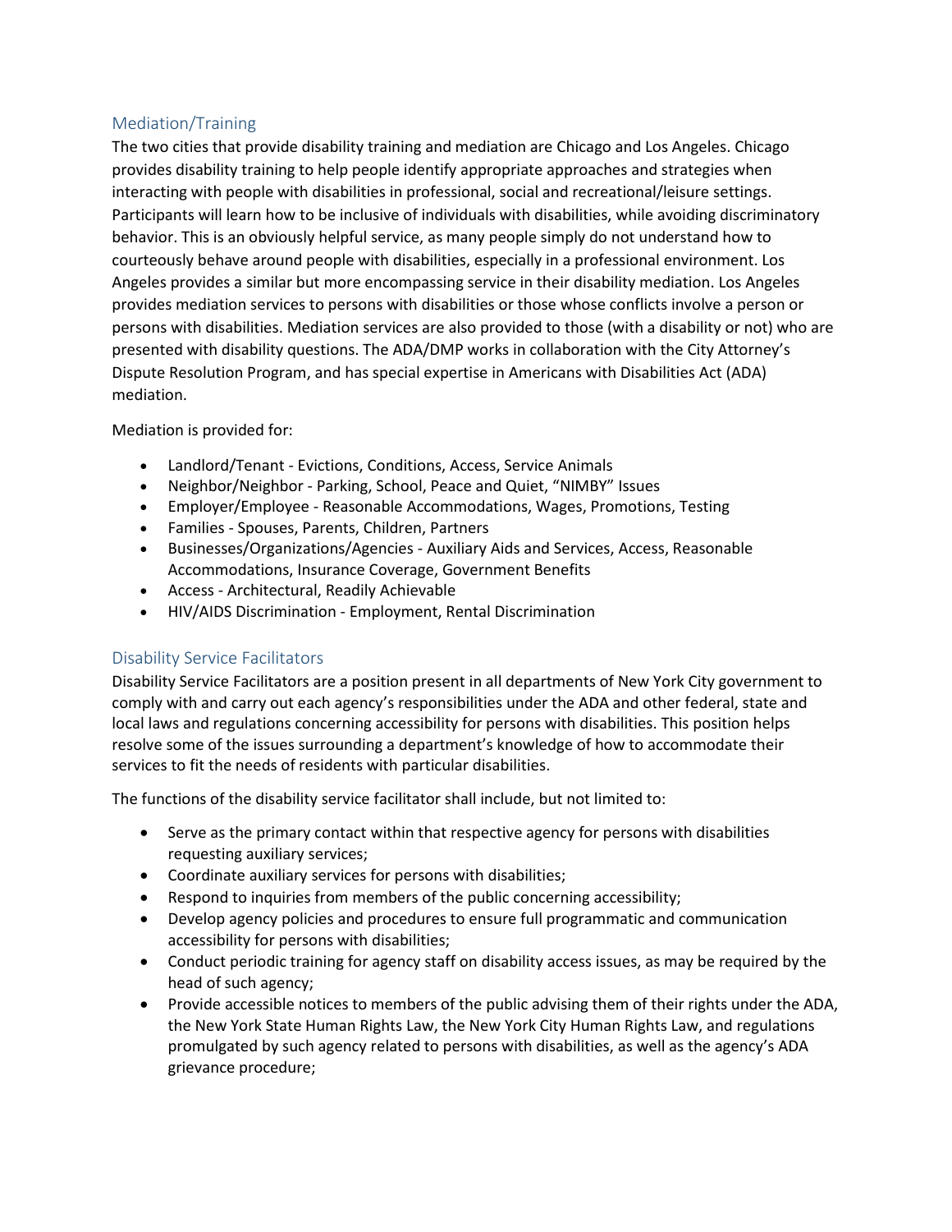## Mediation/Training

The two cities that provide disability training and mediation are Chicago and Los Angeles. Chicago provides disability training to help people identify appropriate approaches and strategies when interacting with people with disabilities in professional, social and recreational/leisure settings. Participants will learn how to be inclusive of individuals with disabilities, while avoiding discriminatory behavior. This is an obviously helpful service, as many people simply do not understand how to courteously behave around people with disabilities, especially in a professional environment. Los Angeles provides a similar but more encompassing service in their disability mediation. Los Angeles provides mediation services to persons with disabilities or those whose conflicts involve a person or persons with disabilities. Mediation services are also provided to those (with a disability or not) who are presented with disability questions. The ADA/DMP works in collaboration with the City Attorney's Dispute Resolution Program, and has special expertise in Americans with Disabilities Act (ADA) mediation.

Mediation is provided for:

- Landlord/Tenant - Evictions, Conditions, Access, Service Animals
- Neighbor/Neighbor - Parking, School, Peace and Quiet, "NIMBY" Issues
- Employer/Employee - Reasonable Accommodations, Wages, Promotions, Testing
- Families - Spouses, Parents, Children, Partners
- Businesses/Organizations/Agencies - Auxiliary Aids and Services, Access, Reasonable Accommodations, Insurance Coverage, Government Benefits
- Access - Architectural, Readily Achievable
- HIV/AIDS Discrimination - Employment, Rental Discrimination

## Disability Service Facilitators

Disability Service Facilitators are a position present in all departments of New York City government to comply with and carry out each agency's responsibilities under the ADA and other federal, state and local laws and regulations concerning accessibility for persons with disabilities. This position helps resolve some of the issues surrounding a department's knowledge of how to accommodate their services to fit the needs of residents with particular disabilities.

The functions of the disability service facilitator shall include, but not limited to:

- Serve as the primary contact within that respective agency for persons with disabilities requesting auxiliary services;
- Coordinate auxiliary services for persons with disabilities;
- Respond to inquiries from members of the public concerning accessibility;
- Develop agency policies and procedures to ensure full programmatic and communication accessibility for persons with disabilities;
- Conduct periodic training for agency staff on disability access issues, as may be required by the head of such agency;
- Provide accessible notices to members of the public advising them of their rights under the ADA, the New York State Human Rights Law, the New York City Human Rights Law, and regulations promulgated by such agency related to persons with disabilities, as well as the agency's ADA grievance procedure;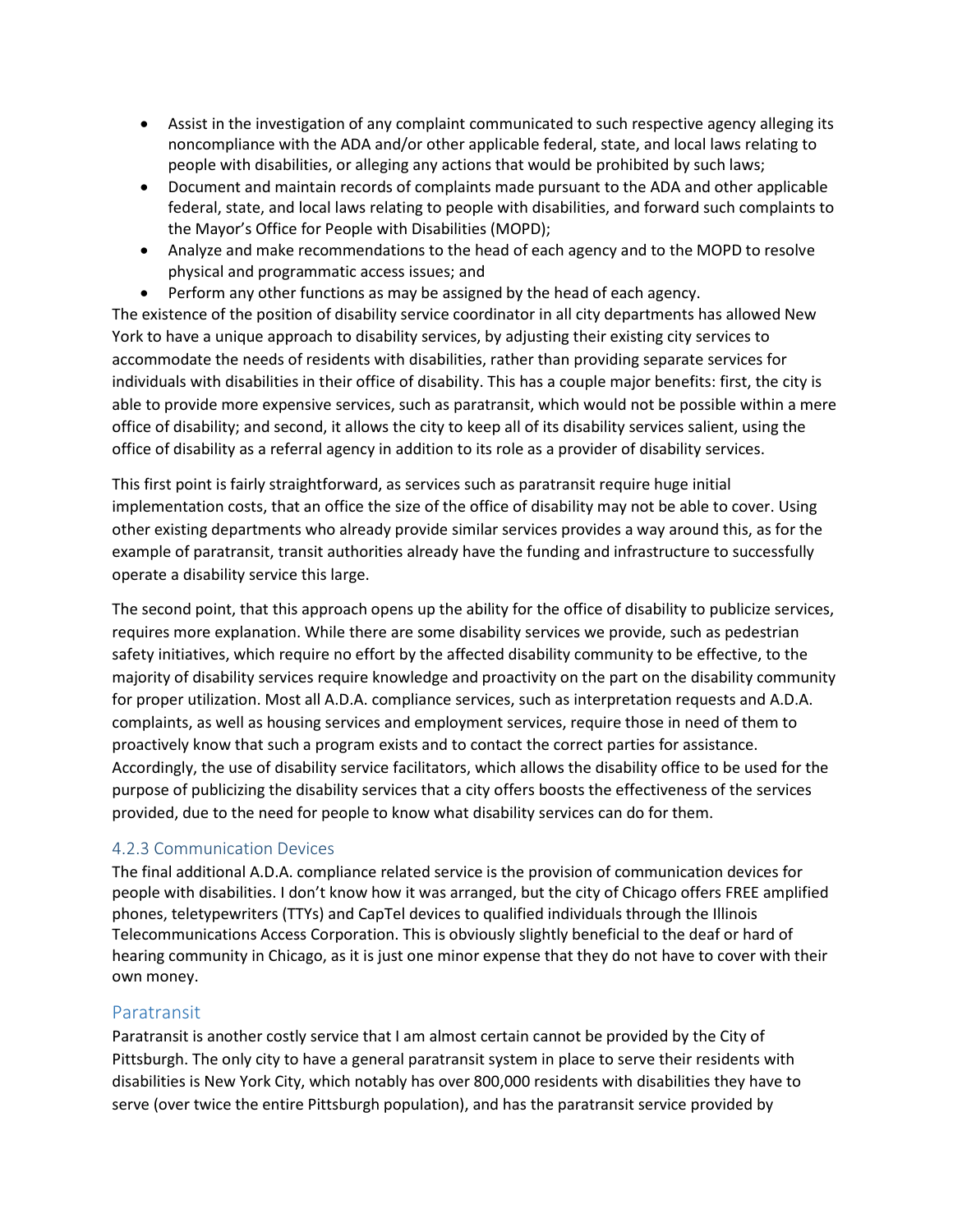- Assist in the investigation of any complaint communicated to such respective agency alleging its noncompliance with the ADA and/or other applicable federal, state, and local laws relating to people with disabilities, or alleging any actions that would be prohibited by such laws;
- Document and maintain records of complaints made pursuant to the ADA and other applicable federal, state, and local laws relating to people with disabilities, and forward such complaints to the Mayor's Office for People with Disabilities (MOPD);
- Analyze and make recommendations to the head of each agency and to the MOPD to resolve physical and programmatic access issues; and
- Perform any other functions as may be assigned by the head of each agency.

The existence of the position of disability service coordinator in all city departments has allowed New York to have a unique approach to disability services, by adjusting their existing city services to accommodate the needs of residents with disabilities, rather than providing separate services for individuals with disabilities in their office of disability. This has a couple major benefits: first, the city is able to provide more expensive services, such as paratransit, which would not be possible within a mere office of disability; and second, it allows the city to keep all of its disability services salient, using the office of disability as a referral agency in addition to its role as a provider of disability services.

This first point is fairly straightforward, as services such as paratransit require huge initial implementation costs, that an office the size of the office of disability may not be able to cover. Using other existing departments who already provide similar services provides a way around this, as for the example of paratransit, transit authorities already have the funding and infrastructure to successfully operate a disability service this large.

The second point, that this approach opens up the ability for the office of disability to publicize services, requires more explanation. While there are some disability services we provide, such as pedestrian safety initiatives, which require no effort by the affected disability community to be effective, to the majority of disability services require knowledge and proactivity on the part on the disability community for proper utilization. Most all A.D.A. compliance services, such as interpretation requests and A.D.A. complaints, as well as housing services and employment services, require those in need of them to proactively know that such a program exists and to contact the correct parties for assistance. Accordingly, the use of disability service facilitators, which allows the disability office to be used for the purpose of publicizing the disability services that a city offers boosts the effectiveness of the services provided, due to the need for people to know what disability services can do for them.

### 4.2.3 Communication Devices

The final additional A.D.A. compliance related service is the provision of communication devices for people with disabilities. I don't know how it was arranged, but the city of Chicago offers FREE amplified phones, teletypewriters (TTYs) and CapTel devices to qualified individuals through the Illinois Telecommunications Access Corporation. This is obviously slightly beneficial to the deaf or hard of hearing community in Chicago, as it is just one minor expense that they do not have to cover with their own money.

## Paratransit

Paratransit is another costly service that I am almost certain cannot be provided by the City of Pittsburgh. The only city to have a general paratransit system in place to serve their residents with disabilities is New York City, which notably has over 800,000 residents with disabilities they have to serve (over twice the entire Pittsburgh population), and has the paratransit service provided by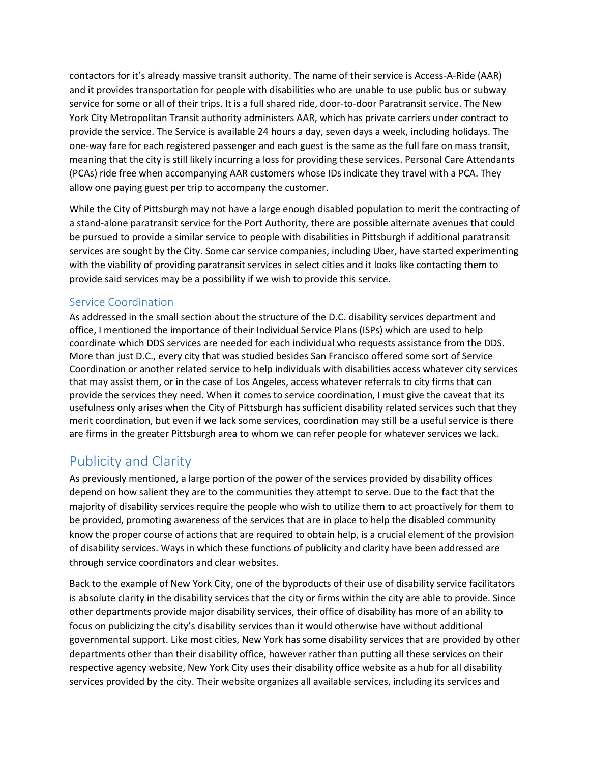contactors for it's already massive transit authority. The name of their service is Access-A-Ride (AAR) and it provides transportation for people with disabilities who are unable to use public bus or subway service for some or all of their trips. It is a full shared ride, door-to-door Paratransit service. The New York City Metropolitan Transit authority administers AAR, which has private carriers under contract to provide the service. The Service is available 24 hours a day, seven days a week, including holidays. The one-way fare for each registered passenger and each guest is the same as the full fare on mass transit, meaning that the city is still likely incurring a loss for providing these services. Personal Care Attendants (PCAs) ride free when accompanying AAR customers whose IDs indicate they travel with a PCA. They allow one paying guest per trip to accompany the customer.

While the City of Pittsburgh may not have a large enough disabled population to merit the contracting of a stand-alone paratransit service for the Port Authority, there are possible alternate avenues that could be pursued to provide a similar service to people with disabilities in Pittsburgh if additional paratransit services are sought by the City. Some car service companies, including Uber, have started experimenting with the viability of providing paratransit services in select cities and it looks like contacting them to provide said services may be a possibility if we wish to provide this service.

### Service Coordination

As addressed in the small section about the structure of the D.C. disability services department and office, I mentioned the importance of their Individual Service Plans (ISPs) which are used to help coordinate which DDS services are needed for each individual who requests assistance from the DDS. More than just D.C., every city that was studied besides San Francisco offered some sort of Service Coordination or another related service to help individuals with disabilities access whatever city services that may assist them, or in the case of Los Angeles, access whatever referrals to city firms that can provide the services they need. When it comes to service coordination, I must give the caveat that its usefulness only arises when the City of Pittsburgh has sufficient disability related services such that they merit coordination, but even if we lack some services, coordination may still be a useful service is there are firms in the greater Pittsburgh area to whom we can refer people for whatever services we lack.

## Publicity and Clarity

As previously mentioned, a large portion of the power of the services provided by disability offices depend on how salient they are to the communities they attempt to serve. Due to the fact that the majority of disability services require the people who wish to utilize them to act proactively for them to be provided, promoting awareness of the services that are in place to help the disabled community know the proper course of actions that are required to obtain help, is a crucial element of the provision of disability services. Ways in which these functions of publicity and clarity have been addressed are through service coordinators and clear websites.

Back to the example of New York City, one of the byproducts of their use of disability service facilitators is absolute clarity in the disability services that the city or firms within the city are able to provide. Since other departments provide major disability services, their office of disability has more of an ability to focus on publicizing the city's disability services than it would otherwise have without additional governmental support. Like most cities, New York has some disability services that are provided by other departments other than their disability office, however rather than putting all these services on their respective agency website, New York City uses their disability office website as a hub for all disability services provided by the city. Their website organizes all available services, including its services and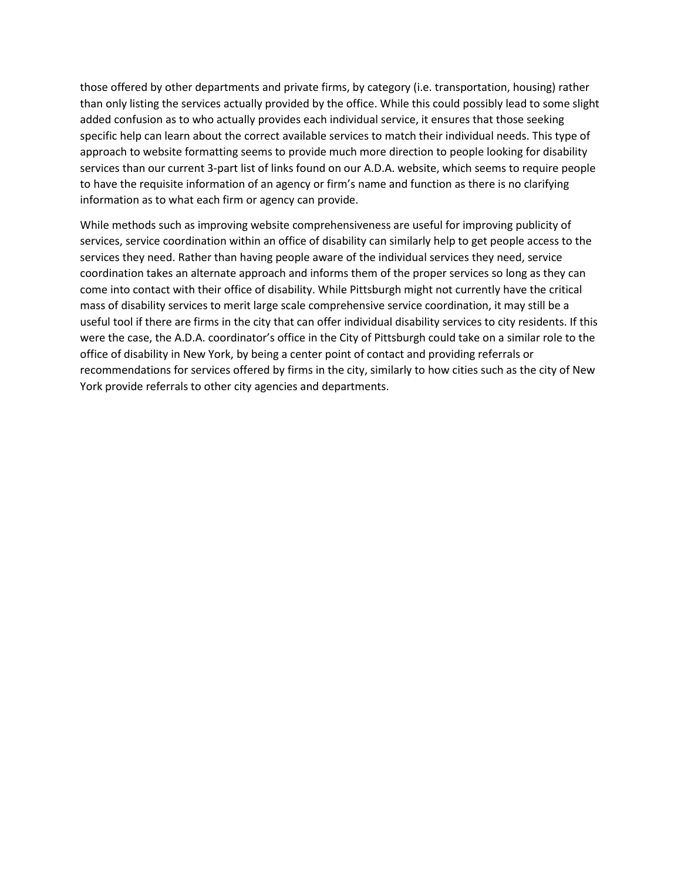those offered by other departments and private firms, by category (i.e. transportation, housing) rather than only listing the services actually provided by the office. While this could possibly lead to some slight added confusion as to who actually provides each individual service, it ensures that those seeking specific help can learn about the correct available services to match their individual needs. This type of approach to website formatting seems to provide much more direction to people looking for disability services than our current 3-part list of links found on our A.D.A. website, which seems to require people to have the requisite information of an agency or firm's name and function as there is no clarifying information as to what each firm or agency can provide.

While methods such as improving website comprehensiveness are useful for improving publicity of services, service coordination within an office of disability can similarly help to get people access to the services they need. Rather than having people aware of the individual services they need, service coordination takes an alternate approach and informs them of the proper services so long as they can come into contact with their office of disability. While Pittsburgh might not currently have the critical mass of disability services to merit large scale comprehensive service coordination, it may still be a useful tool if there are firms in the city that can offer individual disability services to city residents. If this were the case, the A.D.A. coordinator's office in the City of Pittsburgh could take on a similar role to the office of disability in New York, by being a center point of contact and providing referrals or recommendations for services offered by firms in the city, similarly to how cities such as the city of New York provide referrals to other city agencies and departments.